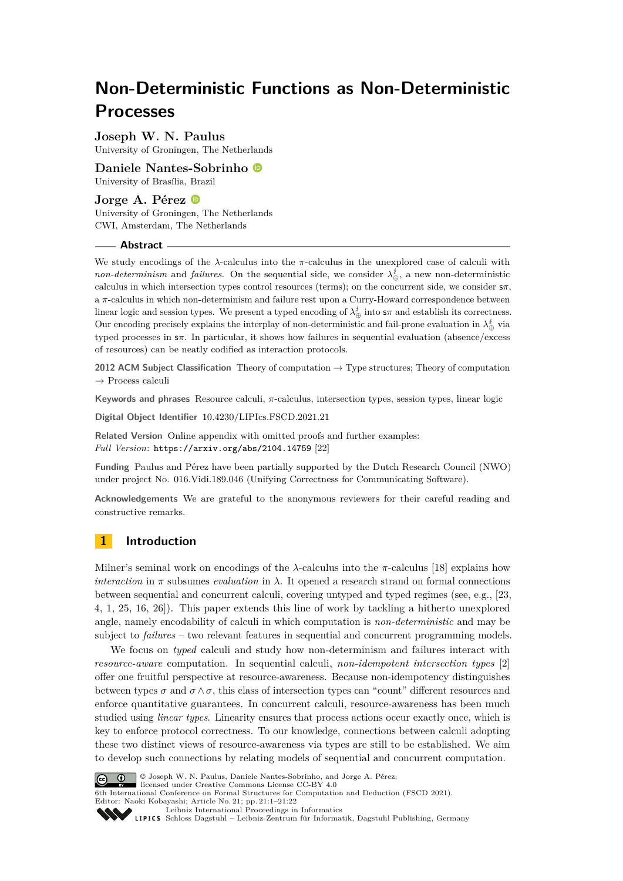# Non-Deterministic Functions as Non-Deterministic Processes

**Joseph W. N. Paulus**
University of Groningen, The Netherlands

**Daniele Nantes-Sobrinho**
University of Brasília, Brazil

**Jorge A. Pérez**
University of Groningen, The Netherlands
CWI, Amsterdam, The Netherlands

## Abstract

We study encodings of the $\lambda$-calculus into the $\pi$-calculus in the unexplored case of calculi with *non-determinism* and *failures*. On the sequential side, we consider $\lambda_{\oplus}^{\not\downarrow}$, a new non-deterministic calculus in which intersection types control resources (terms); on the concurrent side, we consider $\mathsf{s}\pi$, a $\pi$-calculus in which non-determinism and failure rest upon a Curry-Howard correspondence between linear logic and session types. We present a typed encoding of $\lambda_{\oplus}^{\not\downarrow}$ into $\mathsf{s}\pi$ and establish its correctness. Our encoding precisely explains the interplay of non-deterministic and fail-prone evaluation in $\lambda_{\oplus}^{\not\downarrow}$ via typed processes in $\mathsf{s}\pi$. In particular, it shows how failures in sequential evaluation (absence/excess of resources) can be neatly codified as interaction protocols.

**2012 ACM Subject Classification** Theory of computation → Type structures; Theory of computation → Process calculi

**Keywords and phrases** Resource calculi, $\pi$-calculus, intersection types, session types, linear logic

**Digital Object Identifier** 10.4230/LIPIcs.FSCD.2021.21

**Related Version** Online appendix with omitted proofs and further examples:
*Full Version*: `https://arxiv.org/abs/2104.14759` [22]

**Funding** Paulus and Pérez have been partially supported by the Dutch Research Council (NWO) under project No. 016.Vidi.189.046 (Unifying Correctness for Communicating Software).

**Acknowledgements** We are grateful to the anonymous reviewers for their careful reading and constructive remarks.

## 1 Introduction

Milner's seminal work on encodings of the $\lambda$-calculus into the $\pi$-calculus [18] explains how *interaction* in $\pi$ subsumes *evaluation* in $\lambda$. It opened a research strand on formal connections between sequential and concurrent calculi, covering untyped and typed regimes (see, e.g., [23, 4, 1, 25, 16, 26]). This paper extends this line of work by tackling a hitherto unexplored angle, namely encodability of calculi in which computation is *non-deterministic* and may be subject to *failures* – two relevant features in sequential and concurrent programming models.

We focus on *typed* calculi and study how non-determinism and failures interact with *resource-aware* computation. In sequential calculi, *non-idempotent intersection types* [2] offer one fruitful perspective at resource-awareness. Because non-idempotency distinguishes between types $\sigma$ and $\sigma \wedge \sigma$, this class of intersection types can "count" different resources and enforce quantitative guarantees. In concurrent calculi, resource-awareness has been much studied using *linear types*. Linearity ensures that process actions occur exactly once, which is key to enforce protocol correctness. To our knowledge, connections between calculi adopting these two distinct views of resource-awareness via types are still to be established. We aim to develop such connections by relating models of sequential and concurrent computation.

© Joseph W. N. Paulus, Daniele Nantes-Sobrinho, and Jorge A. Pérez;
licensed under Creative Commons License CC-BY 4.0
6th International Conference on Formal Structures for Computation and Deduction (FSCD 2021).
Editor: Naoki Kobayashi; Article No. 21; pp. 21:1–21:22
Leibniz International Proceedings in Informatics
Schloss Dagstuhl – Leibniz-Zentrum für Informatik, Dagstuhl Publishing, Germany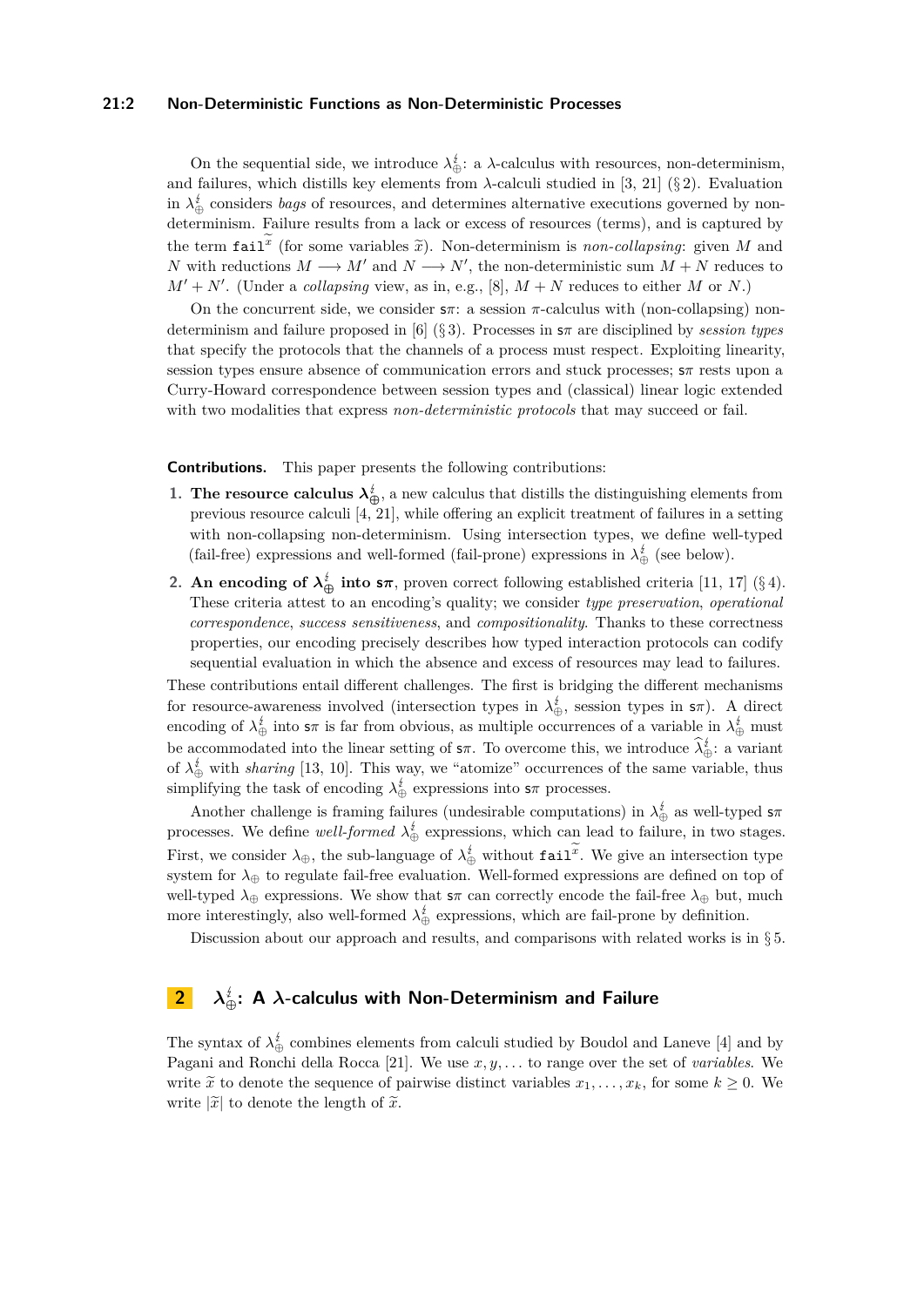On the sequential side, we introduce $\lambda^{\lightning}_{\oplus}$: a $\lambda$-calculus with resources, non-determinism, and failures, which distills key elements from $\lambda$-calculi studied in [3, 21] (§ 2). Evaluation in $\lambda^{\lightning}_{\oplus}$ considers *bags* of resources, and determines alternative executions governed by non-determinism. Failure results from a lack or excess of resources (terms), and is captured by the term $\mathtt{fail}^{\widetilde{x}}$ (for some variables $\widetilde{x}$). Non-determinism is *non-collapsing*: given $M$ and $N$ with reductions $M \longrightarrow M'$ and $N \longrightarrow N'$, the non-deterministic sum $M + N$ reduces to $M' + N'$. (Under a *collapsing* view, as in, e.g., [8], $M + N$ reduces to either $M$ or $N$.)

On the concurrent side, we consider $\mathsf{s}\pi$: a session $\pi$-calculus with (non-collapsing) non-determinism and failure proposed in [6] (§ 3). Processes in $\mathsf{s}\pi$ are disciplined by *session types* that specify the protocols that the channels of a process must respect. Exploiting linearity, session types ensure absence of communication errors and stuck processes; $\mathsf{s}\pi$ rests upon a Curry-Howard correspondence between session types and (classical) linear logic extended with two modalities that express *non-deterministic protocols* that may succeed or fail.

**Contributions.** This paper presents the following contributions:

1. **The resource calculus $\boldsymbol{\lambda^{\lightning}_{\oplus}}$**, a new calculus that distills the distinguishing elements from previous resource calculi [4, 21], while offering an explicit treatment of failures in a setting with non-collapsing non-determinism. Using intersection types, we define well-typed (fail-free) expressions and well-formed (fail-prone) expressions in $\lambda^{\lightning}_{\oplus}$ (see below).
2. **An encoding of $\boldsymbol{\lambda^{\lightning}_{\oplus}}$ into $\boldsymbol{\mathsf{s}\pi}$**, proven correct following established criteria [11, 17] (§ 4). These criteria attest to an encoding's quality; we consider *type preservation*, *operational correspondence*, *success sensitiveness*, and *compositionality*. Thanks to these correctness properties, our encoding precisely describes how typed interaction protocols can codify sequential evaluation in which the absence and excess of resources may lead to failures.

These contributions entail different challenges. The first is bridging the different mechanisms for resource-awareness involved (intersection types in $\lambda^{\lightning}_{\oplus}$, session types in $\mathsf{s}\pi$). A direct encoding of $\lambda^{\lightning}_{\oplus}$ into $\mathsf{s}\pi$ is far from obvious, as multiple occurrences of a variable in $\lambda^{\lightning}_{\oplus}$ must be accommodated into the linear setting of $\mathsf{s}\pi$. To overcome this, we introduce $\widehat{\lambda}^{\lightning}_{\oplus}$: a variant of $\lambda^{\lightning}_{\oplus}$ with *sharing* [13, 10]. This way, we "atomize" occurrences of the same variable, thus simplifying the task of encoding $\lambda^{\lightning}_{\oplus}$ expressions into $\mathsf{s}\pi$ processes.

Another challenge is framing failures (undesirable computations) in $\lambda^{\lightning}_{\oplus}$ as well-typed $\mathsf{s}\pi$ processes. We define *well-formed* $\lambda^{\lightning}_{\oplus}$ expressions, which can lead to failure, in two stages. First, we consider $\lambda_{\oplus}$, the sub-language of $\lambda^{\lightning}_{\oplus}$ without $\mathtt{fail}^{\widetilde{x}}$. We give an intersection type system for $\lambda_{\oplus}$ to regulate fail-free evaluation. Well-formed expressions are defined on top of well-typed $\lambda_{\oplus}$ expressions. We show that $\mathsf{s}\pi$ can correctly encode the fail-free $\lambda_{\oplus}$ but, much more interestingly, also well-formed $\lambda^{\lightning}_{\oplus}$ expressions, which are fail-prone by definition.

Discussion about our approach and results, and comparisons with related works is in § 5.

## 2 $\lambda^{\lightning}_{\oplus}$: A $\lambda$-calculus with Non-Determinism and Failure

The syntax of $\lambda^{\lightning}_{\oplus}$ combines elements from calculi studied by Boudol and Laneve [4] and by Pagani and Ronchi della Rocca [21]. We use $x, y, \ldots$ to range over the set of *variables*. We write $\widetilde{x}$ to denote the sequence of pairwise distinct variables $x_1, \ldots, x_k$, for some $k \geq 0$. We write $|\widetilde{x}|$ to denote the length of $\widetilde{x}$.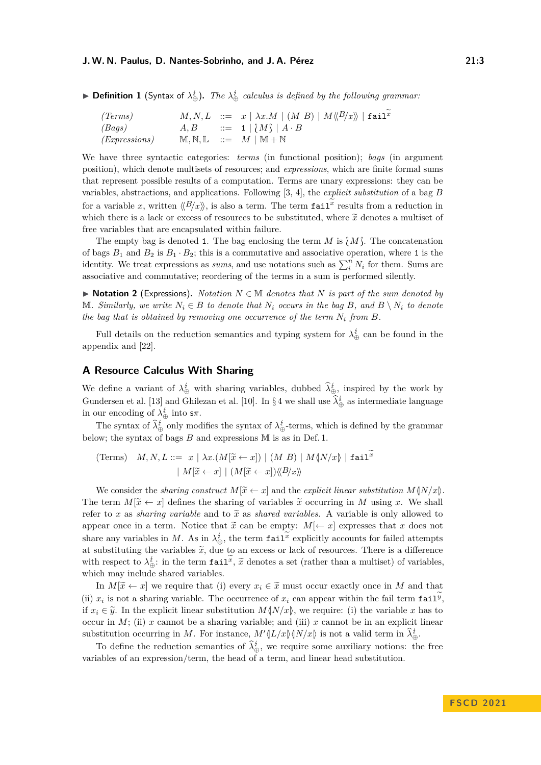**Definition 1** (Syntax of $\lambda^{\lightning}_{\oplus}$). *The $\lambda^{\lightning}_{\oplus}$ calculus is defined by the following grammar:*

$$
\begin{array}{llll}
(\textit{Terms}) & M, N, L & ::= & x \mid \lambda x.M \mid (M\ B) \mid M\langle\!\langle B/x\rangle\!\rangle \mid \mathtt{fail}^{\widetilde{x}} \\
(\textit{Bags}) & A, B & ::= & 1 \mid \wr M \wr \mid A \cdot B \\
(\textit{Expressions}) & \mathbb{M}, \mathbb{N}, \mathbb{L} & ::= & M \mid \mathbb{M} + \mathbb{N}
\end{array}
$$

We have three syntactic categories: *terms* (in functional position); *bags* (in argument position), which denote multisets of resources; and *expressions*, which are finite formal sums that represent possible results of a computation. Terms are unary expressions: they can be variables, abstractions, and applications. Following [3, 4], the *explicit substitution* of a bag $B$ for a variable $x$, written $\langle\!\langle B/x\rangle\!\rangle$, is also a term. The term $\mathtt{fail}^{\widetilde{x}}$ results from a reduction in which there is a lack or excess of resources to be substituted, where $\widetilde{x}$ denotes a multiset of free variables that are encapsulated within failure.

The empty bag is denoted $1$. The bag enclosing the term $M$ is $\wr M \wr$. The concatenation of bags $B_1$ and $B_2$ is $B_1 \cdot B_2$; this is a commutative and associative operation, where $1$ is the identity. We treat expressions as *sums*, and use notations such as $\sum_i^n N_i$ for them. Sums are associative and commutative; reordering of the terms in a sum is performed silently.

**Notation 2** (Expressions). *Notation $N \in \mathbb{M}$ denotes that $N$ is part of the sum denoted by $\mathbb{M}$. Similarly, we write $N_i \in B$ to denote that $N_i$ occurs in the bag $B$, and $B \setminus N_i$ to denote the bag that is obtained by removing one occurrence of the term $N_i$ from $B$.*

Full details on the reduction semantics and typing system for $\lambda^{\lightning}_{\oplus}$ can be found in the appendix and [22].

## A Resource Calculus With Sharing

We define a variant of $\lambda^{\lightning}_{\oplus}$ with sharing variables, dubbed $\widehat{\lambda}^{\lightning}_{\oplus}$, inspired by the work by Gundersen et al. [13] and Ghilezan et al. [10]. In § 4 we shall use $\widehat{\lambda}^{\lightning}_{\oplus}$ as intermediate language in our encoding of $\lambda^{\lightning}_{\oplus}$ into $\mathsf{s}\pi$.

The syntax of $\widehat{\lambda}^{\lightning}_{\oplus}$ only modifies the syntax of $\lambda^{\lightning}_{\oplus}$-terms, which is defined by the grammar below; the syntax of bags $B$ and expressions $\mathbb{M}$ is as in Def. 1.

$$
\begin{array}{ll}
(\text{Terms}) & M, N, L ::= x \mid \lambda x.(M[\widetilde{x} \leftarrow x]) \mid (M\ B) \mid M\langle\!| N/x |\!\rangle \mid \mathtt{fail}^{\widetilde{x}} \\
& \qquad \mid M[\widetilde{x} \leftarrow x] \mid (M[\widetilde{x} \leftarrow x])\langle\!\langle B/x\rangle\!\rangle
\end{array}
$$

We consider the *sharing construct* $M[\widetilde{x} \leftarrow x]$ and the *explicit linear substitution* $M\langle\!| N/x |\!\rangle$. The term $M[\widetilde{x} \leftarrow x]$ defines the sharing of variables $\widetilde{x}$ occurring in $M$ using $x$. We shall refer to $x$ as *sharing variable* and to $\widetilde{x}$ as *shared variables*. A variable is only allowed to appear once in a term. Notice that $\widetilde{x}$ can be empty: $M[\leftarrow x]$ expresses that $x$ does not share any variables in $M$. As in $\lambda^{\lightning}_{\oplus}$, the term $\mathtt{fail}^{\widetilde{x}}$ explicitly accounts for failed attempts at substituting the variables $\widetilde{x}$, due to an excess or lack of resources. There is a difference with respect to $\lambda^{\lightning}_{\oplus}$: in the term $\mathtt{fail}^{\widetilde{x}}$, $\widetilde{x}$ denotes a set (rather than a multiset) of variables, which may include shared variables.

In $M[\widetilde{x} \leftarrow x]$ we require that (i) every $x_i \in \widetilde{x}$ must occur exactly once in $M$ and that (ii) $x_i$ is not a sharing variable. The occurrence of $x_i$ can appear within the fail term $\mathtt{fail}^{\widetilde{y}}$, if $x_i \in \widetilde{y}$. In the explicit linear substitution $M\langle\!| N/x |\!\rangle$, we require: (i) the variable $x$ has to occur in $M$; (ii) $x$ cannot be a sharing variable; and (iii) $x$ cannot be in an explicit linear substitution occurring in $M$. For instance, $M'\langle\!| L/x |\!\rangle\langle\!| N/x |\!\rangle$ is not a valid term in $\widehat{\lambda}^{\lightning}_{\oplus}$.

To define the reduction semantics of $\widehat{\lambda}^{\lightning}_{\oplus}$, we require some auxiliary notions: the free variables of an expression/term, the head of a term, and linear head substitution.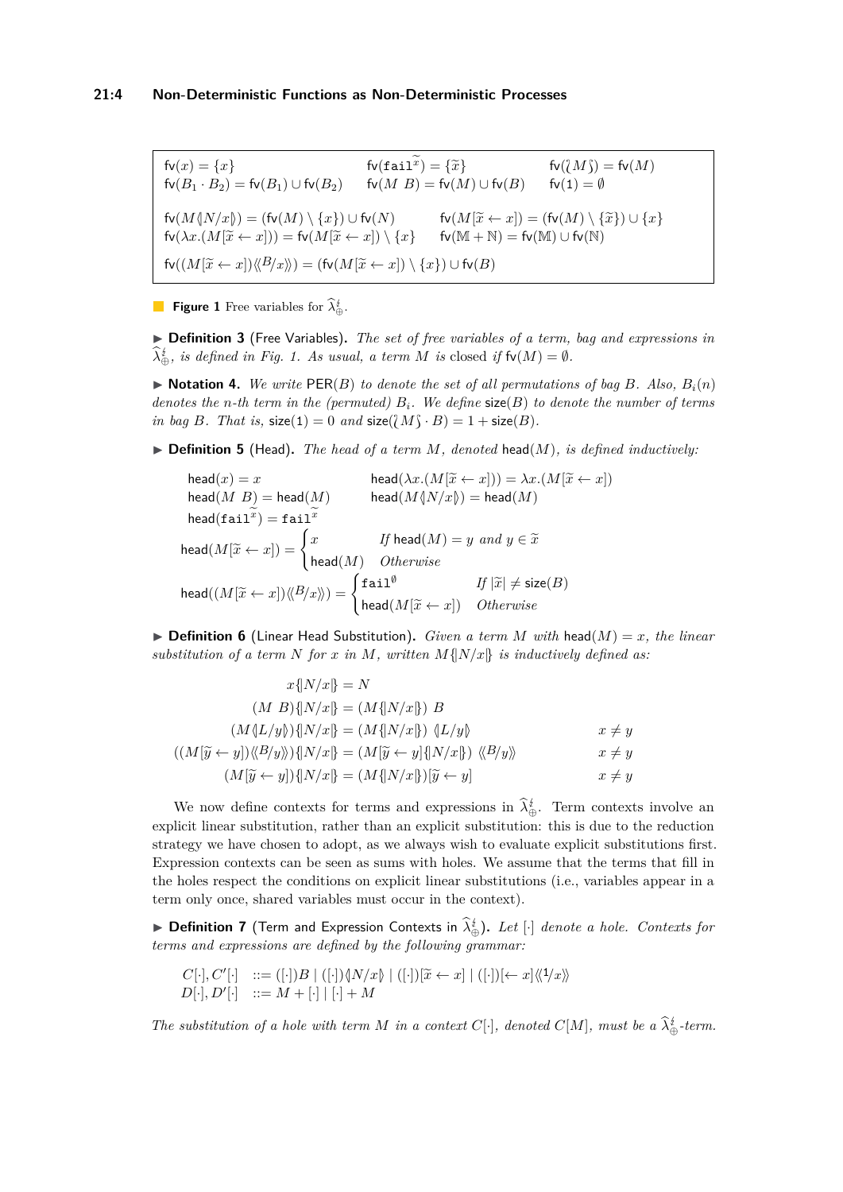$$
\begin{array}{lll}
\mathsf{fv}(x) = \{x\} & \mathsf{fv}(\mathtt{fail}^{\widetilde{x}}) = \{\widetilde{x}\} & \mathsf{fv}(\wr M \wr) = \mathsf{fv}(M) \\
\mathsf{fv}(B_1 \cdot B_2) = \mathsf{fv}(B_1) \cup \mathsf{fv}(B_2) & \mathsf{fv}(M\ B) = \mathsf{fv}(M) \cup \mathsf{fv}(B) & \mathsf{fv}(1) = \emptyset
\end{array}
$$

$$
\begin{array}{ll}
\mathsf{fv}(M \langle\!| N/x |\!\rangle) = (\mathsf{fv}(M) \setminus \{x\}) \cup \mathsf{fv}(N) & \mathsf{fv}(M[\widetilde{x} \leftarrow x]) = (\mathsf{fv}(M) \setminus \{\widetilde{x}\}) \cup \{x\} \\
\mathsf{fv}(\lambda x.(M[\widetilde{x} \leftarrow x])) = \mathsf{fv}(M[\widetilde{x} \leftarrow x]) \setminus \{x\} & \mathsf{fv}(\mathbb{M} + \mathbb{N}) = \mathsf{fv}(\mathbb{M}) \cup \mathsf{fv}(\mathbb{N})
\end{array}
$$

$$
\mathsf{fv}((M[\widetilde{x} \leftarrow x])\langle\!\langle B/x \rangle\!\rangle) = (\mathsf{fv}(M[\widetilde{x} \leftarrow x]) \setminus \{x\}) \cup \mathsf{fv}(B)
$$

**Figure 1** Free variables for $\widehat{\lambda}^{\lightning}_{\oplus}$.

▶ **Definition 3** (Free Variables). *The set of free variables of a term, bag and expressions in $\widehat{\lambda}^{\lightning}_{\oplus}$, is defined in Fig. 1. As usual, a term $M$ is* closed *if $\mathsf{fv}(M) = \emptyset$.*

▶ **Notation 4.** *We write $\mathsf{PER}(B)$ to denote the set of all permutations of bag $B$. Also, $B_i(n)$ denotes the $n$-th term in the (permuted) $B_i$. We define $\mathsf{size}(B)$ to denote the number of terms in bag $B$. That is, $\mathsf{size}(1) = 0$ and $\mathsf{size}(\wr M \wr \cdot B) = 1 + \mathsf{size}(B)$.*

▶ **Definition 5** (Head). *The head of a term $M$, denoted $\mathsf{head}(M)$, is defined inductively:*

$$
\begin{array}{ll}
\mathsf{head}(x) = x & \mathsf{head}(\lambda x.(M[\widetilde{x} \leftarrow x])) = \lambda x.(M[\widetilde{x} \leftarrow x]) \\
\mathsf{head}(M\ B) = \mathsf{head}(M) & \mathsf{head}(M\langle\!| N/x |\!\rangle) = \mathsf{head}(M) \\
\mathsf{head}(\mathtt{fail}^{\widetilde{x}}) = \mathtt{fail}^{\widetilde{x}} &
\end{array}
$$

$$
\mathsf{head}(M[\widetilde{x} \leftarrow x]) = \begin{cases} x & \text{If } \mathsf{head}(M) = y \text{ and } y \in \widetilde{x} \\ \mathsf{head}(M) & \text{Otherwise} \end{cases}
$$

$$
\mathsf{head}((M[\widetilde{x} \leftarrow x])\langle\!\langle B/x \rangle\!\rangle) = \begin{cases} \mathtt{fail}^{\emptyset} & \text{If } |\widetilde{x}| \neq \mathsf{size}(B) \\ \mathsf{head}(M[\widetilde{x} \leftarrow x]) & \text{Otherwise} \end{cases}
$$

▶ **Definition 6** (Linear Head Substitution). *Given a term $M$ with $\mathsf{head}(M) = x$, the linear substitution of a term $N$ for $x$ in $M$, written $M\{\!| N/x |\!\}$ is inductively defined as:*

$$
\begin{array}{rcll}
x\{\!| N/x |\!\} & = & N & \\
(M\ B)\{\!| N/x |\!\} & = & (M\{\!| N/x |\!\})\ B & \\
(M\langle\!| L/y |\!\rangle)\{\!| N/x |\!\} & = & (M\{\!| N/x |\!\})\ \langle\!| L/y |\!\rangle & x \neq y \\
((M[\widetilde{y} \leftarrow y])\langle\!\langle B/y \rangle\!\rangle)\{\!| N/x |\!\} & = & (M[\widetilde{y} \leftarrow y]\{\!| N/x |\!\})\ \langle\!\langle B/y \rangle\!\rangle & x \neq y \\
(M[\widetilde{y} \leftarrow y])\{\!| N/x |\!\} & = & (M\{\!| N/x |\!\})[\widetilde{y} \leftarrow y] & x \neq y
\end{array}
$$

We now define contexts for terms and expressions in $\widehat{\lambda}^{\lightning}_{\oplus}$. Term contexts involve an explicit linear substitution, rather than an explicit substitution: this is due to the reduction strategy we have chosen to adopt, as we always wish to evaluate explicit substitutions first. Expression contexts can be seen as sums with holes. We assume that the terms that fill in the holes respect the conditions on explicit linear substitutions (i.e., variables appear in a term only once, shared variables must occur in the context).

▶ **Definition 7** (Term and Expression Contexts in $\widehat{\lambda}^{\lightning}_{\oplus}$). *Let $[\cdot]$ denote a hole. Contexts for terms and expressions are defined by the following grammar:*

$$
\begin{array}{lcl}
C[\cdot], C'[\cdot] & ::= & ([\cdot])B \mid ([\cdot])\langle\!| N/x |\!\rangle \mid ([\cdot])[\widetilde{x} \leftarrow x] \mid ([\cdot])[\leftarrow x]\langle\!\langle 1/x \rangle\!\rangle \\
D[\cdot], D'[\cdot] & ::= & M + [\cdot] \mid [\cdot] + M
\end{array}
$$

*The substitution of a hole with term $M$ in a context $C[\cdot]$, denoted $C[M]$, must be a $\widehat{\lambda}^{\lightning}_{\oplus}$-term.*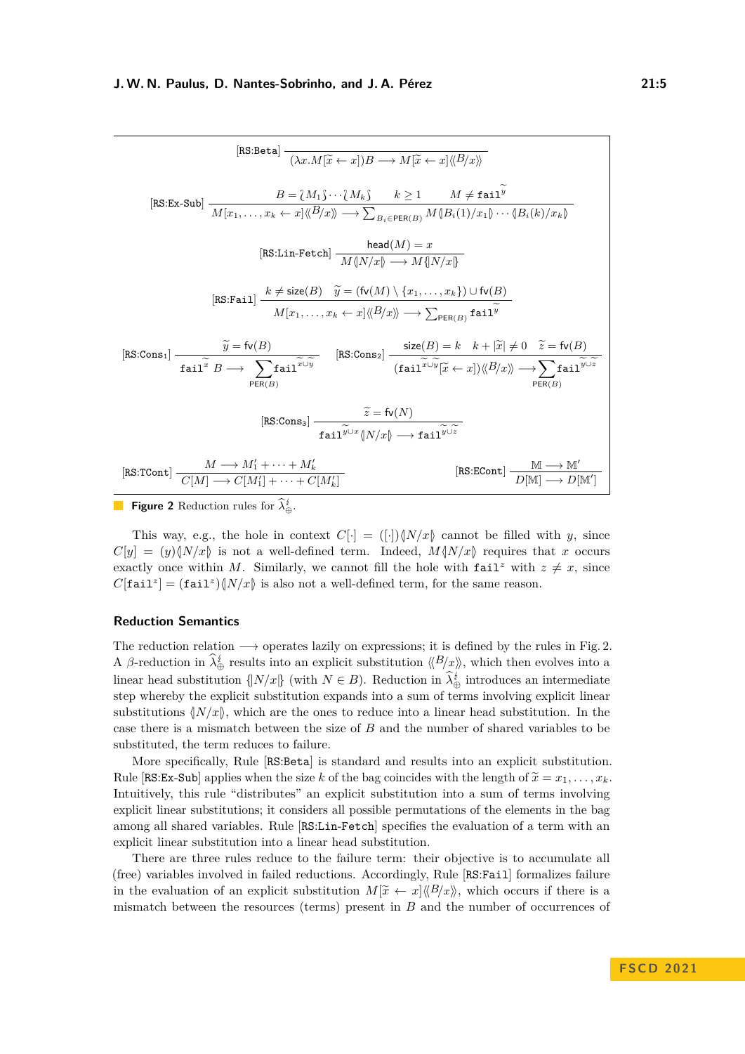$$[\text{RS:Beta}]\ \frac{}{(\lambda x.M[\widetilde{x} \leftarrow x])B \longrightarrow M[\widetilde{x} \leftarrow x]\langle\!\langle B/x \rangle\!\rangle}$$

$$[\text{RS:Ex-Sub}]\ \frac{B = \wr M_1 \int \cdots \wr M_k \int \qquad k \geq 1 \qquad M \neq \mathtt{fail}^{\widetilde{y}}}{M[x_1, \ldots, x_k \leftarrow x]\langle\!\langle B/x \rangle\!\rangle \longrightarrow \sum_{B_i \in \mathsf{PER}(B)} M\langle\!| B_i(1)/x_1 |\!\rangle \cdots \langle\!| B_i(k)/x_k |\!\rangle}$$

$$[\text{RS:Lin-Fetch}]\ \frac{\mathsf{head}(M) = x}{M\langle\!| N/x |\!\rangle \longrightarrow M\{\!| N/x |\!\}}$$

$$[\text{RS:Fail}]\ \frac{k \neq \mathsf{size}(B) \quad \widetilde{y} = (\mathsf{fv}(M) \setminus \{x_1, \ldots, x_k\}) \cup \mathsf{fv}(B)}{M[x_1, \ldots, x_k \leftarrow x]\langle\!\langle B/x \rangle\!\rangle \longrightarrow \sum_{\mathsf{PER}(B)} \mathtt{fail}^{\widetilde{y}}}$$

$$[\text{RS:Cons}_1]\ \frac{\widetilde{y} = \mathsf{fv}(B)}{\mathtt{fail}^{\widetilde{x}}\ B \longrightarrow \sum_{\mathsf{PER}(B)} \mathtt{fail}^{\widetilde{x} \cup \widetilde{y}}} \qquad [\text{RS:Cons}_2]\ \frac{\mathsf{size}(B) = k \quad k + |\widetilde{x}| \neq 0 \quad \widetilde{z} = \mathsf{fv}(B)}{(\mathtt{fail}^{\widetilde{x} \cup \widetilde{y}}[\widetilde{x} \leftarrow x])\langle\!\langle B/x \rangle\!\rangle \longrightarrow \sum_{\mathsf{PER}(B)} \mathtt{fail}^{\widetilde{y} \cup \widetilde{z}}}$$

$$[\text{RS:Cons}_3]\ \frac{\widetilde{z} = \mathsf{fv}(N)}{\mathtt{fail}^{\widetilde{y} \cup x}\langle\!| N/x |\!\rangle \longrightarrow \mathtt{fail}^{\widetilde{y} \cup \widetilde{z}}}$$

$$[\text{RS:TCont}]\ \frac{M \longrightarrow M'_1 + \cdots + M'_k}{C[M] \longrightarrow C[M'_1] + \cdots + C[M'_k]} \qquad [\text{RS:ECont}]\ \frac{\mathbb{M} \longrightarrow \mathbb{M}'}{D[\mathbb{M}] \longrightarrow D[\mathbb{M}']}$$

**Figure 2** Reduction rules for $\widehat{\lambda}^{\sharp}_{\oplus}$.

This way, e.g., the hole in context $C[\cdot] = ([\cdot])\langle\!| N/x |\!\rangle$ cannot be filled with $y$, since $C[y] = (y)\langle\!| N/x |\!\rangle$ is not a well-defined term. Indeed, $M\langle\!| N/x |\!\rangle$ requires that $x$ occurs exactly once within $M$. Similarly, we cannot fill the hole with $\mathtt{fail}^{z}$ with $z \neq x$, since $C[\mathtt{fail}^{z}] = (\mathtt{fail}^{z})\langle\!| N/x |\!\rangle$ is also not a well-defined term, for the same reason.

### Reduction Semantics

The reduction relation $\longrightarrow$ operates lazily on expressions; it is defined by the rules in Fig. 2. A $\beta$-reduction in $\widehat{\lambda}^{\sharp}_{\oplus}$ results into an explicit substitution $\langle\!\langle B/x \rangle\!\rangle$, which then evolves into a linear head substitution $\{\!| N/x |\!\}$ (with $N \in B$). Reduction in $\widehat{\lambda}^{\sharp}_{\oplus}$ introduces an intermediate step whereby the explicit substitution expands into a sum of terms involving explicit linear substitutions $\langle\!| N/x |\!\rangle$, which are the ones to reduce into a linear head substitution. In the case there is a mismatch between the size of $B$ and the number of shared variables to be substituted, the term reduces to failure.

More specifically, Rule [RS:Beta] is standard and results into an explicit substitution. Rule [RS:Ex-Sub] applies when the size $k$ of the bag coincides with the length of $\widetilde{x} = x_1, \ldots, x_k$. Intuitively, this rule "distributes" an explicit substitution into a sum of terms involving explicit linear substitutions; it considers all possible permutations of the elements in the bag among all shared variables. Rule [RS:Lin-Fetch] specifies the evaluation of a term with an explicit linear substitution into a linear head substitution.

There are three rules reduce to the failure term: their objective is to accumulate all (free) variables involved in failed reductions. Accordingly, Rule [RS:Fail] formalizes failure in the evaluation of an explicit substitution $M[\widetilde{x} \leftarrow x]\langle\!\langle B/x \rangle\!\rangle$, which occurs if there is a mismatch between the resources (terms) present in $B$ and the number of occurrences of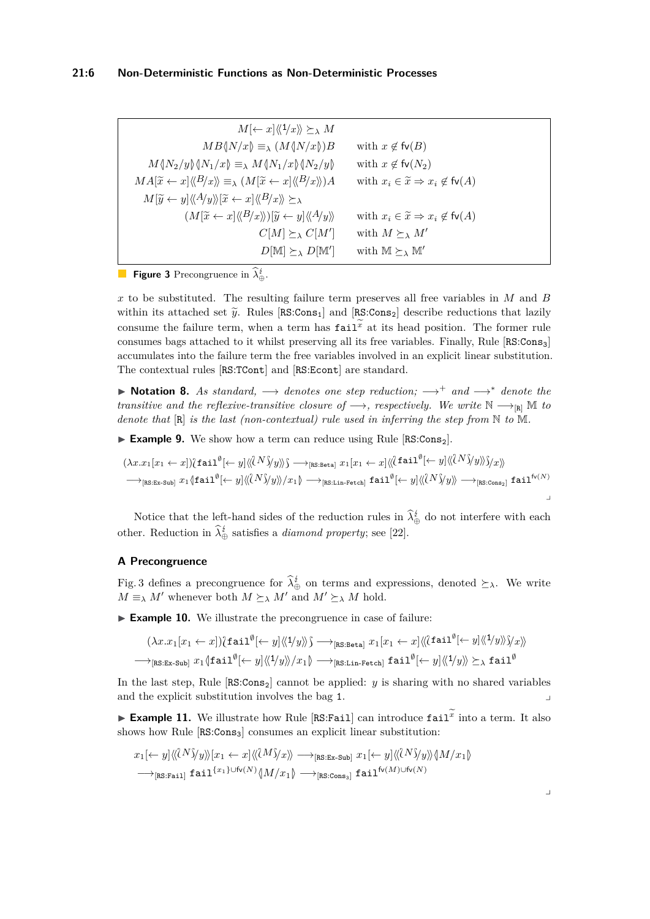$$
\begin{array}{rl}
M[\leftarrow x]\langle\!\langle 1/x\rangle\!\rangle \succeq_\lambda M & \\
MB\langle\!| N/x|\!\rangle \equiv_\lambda (M\langle\!| N/x|\!\rangle)B & \text{with } x \notin \mathsf{fv}(B) \\
M\langle\!| N_2/y|\!\rangle\langle\!| N_1/x|\!\rangle \equiv_\lambda M\langle\!| N_1/x|\!\rangle\langle\!| N_2/y|\!\rangle & \text{with } x \notin \mathsf{fv}(N_2) \\
MA[\widetilde{x} \leftarrow x]\langle\!\langle B/x\rangle\!\rangle \equiv_\lambda (M[\widetilde{x} \leftarrow x]\langle\!\langle B/x\rangle\!\rangle)A & \text{with } x_i \in \widetilde{x} \Rightarrow x_i \notin \mathsf{fv}(A) \\
M[\widetilde{y} \leftarrow y]\langle\!\langle A/y\rangle\!\rangle[\widetilde{x} \leftarrow x]\langle\!\langle B/x\rangle\!\rangle \succeq_\lambda & \\
(M[\widetilde{x} \leftarrow x]\langle\!\langle B/x\rangle\!\rangle)[\widetilde{y} \leftarrow y]\langle\!\langle A/y\rangle\!\rangle & \text{with } x_i \in \widetilde{x} \Rightarrow x_i \notin \mathsf{fv}(A) \\
C[M] \succeq_\lambda C[M'] & \text{with } M \succeq_\lambda M' \\
D[\mathbb{M}] \succeq_\lambda D[\mathbb{M}'] & \text{with } \mathbb{M} \succeq_\lambda \mathbb{M}'
\end{array}
$$

**Figure 3** Precongruence in $\widehat{\lambda}^{\lightning}_{\oplus}$.

$x$ to be substituted. The resulting failure term preserves all free variables in $M$ and $B$ within its attached set $\widetilde{y}$. Rules [RS:Cons$_1$] and [RS:Cons$_2$] describe reductions that lazily consume the failure term, when a term has $\mathtt{fail}^{\widetilde{x}}$ at its head position. The former rule consumes bags attached to it whilst preserving all its free variables. Finally, Rule [RS:Cons$_3$] accumulates into the failure term the free variables involved in an explicit linear substitution. The contextual rules [RS:TCont] and [RS:Econt] are standard.

▶ **Notation 8.** *As standard, $\longrightarrow$ denotes one step reduction; $\longrightarrow^+$ and $\longrightarrow^*$ denote the transitive and the reflexive-transitive closure of $\longrightarrow$, respectively. We write $\mathbb{N} \longrightarrow_{[\mathtt{R}]} \mathbb{M}$ to denote that* [R] *is the last (non-contextual) rule used in inferring the step from $\mathbb{N}$ to $\mathbb{M}$.*

▶ **Example 9.** We show how a term can reduce using Rule [RS:Cons$_2$].

$$
\begin{aligned}
&(\lambda x.x_1[x_1 \leftarrow x])\wr \mathtt{fail}^{\emptyset}[\leftarrow y]\langle\!\langle \wr N\wr/y\rangle\!\rangle \wr \longrightarrow_{[\mathtt{RS:Beta}]} x_1[x_1 \leftarrow x]\langle\!\langle \wr\mathtt{fail}^{\emptyset}[\leftarrow y]\langle\!\langle \wr N\wr/y\rangle\!\rangle\wr/x\rangle\!\rangle \\
&\longrightarrow_{[\mathtt{RS:Ex\text{-}Sub}]} x_1\langle\!| \mathtt{fail}^{\emptyset}[\leftarrow y]\langle\!\langle \wr N\wr/y\rangle\!\rangle/x_1|\!\rangle \longrightarrow_{[\mathtt{RS:Lin\text{-}Fetch}]} \mathtt{fail}^{\emptyset}[\leftarrow y]\langle\!\langle \wr N\wr/y\rangle\!\rangle \longrightarrow_{[\mathtt{RS:Cons_2}]} \mathtt{fail}^{\mathsf{fv}(N)}
\end{aligned}
$$

⌟

Notice that the left-hand sides of the reduction rules in $\widehat{\lambda}^{\lightning}_{\oplus}$ do not interfere with each other. Reduction in $\widehat{\lambda}^{\lightning}_{\oplus}$ satisfies a *diamond property*; see [22].

### A Precongruence

Fig. 3 defines a precongruence for $\widehat{\lambda}^{\lightning}_{\oplus}$ on terms and expressions, denoted $\succeq_\lambda$. We write $M \equiv_\lambda M'$ whenever both $M \succeq_\lambda M'$ and $M' \succeq_\lambda M$ hold.

▶ **Example 10.** We illustrate the precongruence in case of failure:

$$
\begin{aligned}
&(\lambda x.x_1[x_1 \leftarrow x])\wr \mathtt{fail}^{\emptyset}[\leftarrow y]\langle\!\langle 1/y\rangle\!\rangle \wr \longrightarrow_{[\mathtt{RS:Beta}]} x_1[x_1 \leftarrow x]\langle\!\langle \wr\mathtt{fail}^{\emptyset}[\leftarrow y]\langle\!\langle 1/y\rangle\!\rangle\wr/x\rangle\!\rangle \\
&\longrightarrow_{[\mathtt{RS:Ex\text{-}Sub}]} x_1\langle\!| \mathtt{fail}^{\emptyset}[\leftarrow y]\langle\!\langle 1/y\rangle\!\rangle/x_1|\!\rangle \longrightarrow_{[\mathtt{RS:Lin\text{-}Fetch}]} \mathtt{fail}^{\emptyset}[\leftarrow y]\langle\!\langle 1/y\rangle\!\rangle \succeq_\lambda \mathtt{fail}^{\emptyset}
\end{aligned}
$$

In the last step, Rule [RS:Cons$_2$] cannot be applied: $y$ is sharing with no shared variables and the explicit substitution involves the bag $1$. ⌟

▶ **Example 11.** We illustrate how Rule [RS:Fail] can introduce $\mathtt{fail}^{\widetilde{x}}$ into a term. It also shows how Rule [RS:Cons$_3$] consumes an explicit linear substitution:

$$
\begin{aligned}
&x_1[\leftarrow y]\langle\!\langle \wr N\wr/y\rangle\!\rangle[x_1 \leftarrow x]\langle\!\langle \wr M\wr/x\rangle\!\rangle \longrightarrow_{[\mathtt{RS:Ex\text{-}Sub}]} x_1[\leftarrow y]\langle\!\langle \wr N\wr/y\rangle\!\rangle\langle\!| M/x_1|\!\rangle \\
&\longrightarrow_{[\mathtt{RS:Fail}]} \mathtt{fail}^{\{x_1\}\cup\mathsf{fv}(N)}\langle\!| M/x_1|\!\rangle \longrightarrow_{[\mathtt{RS:Cons_3}]} \mathtt{fail}^{\mathsf{fv}(M)\cup\mathsf{fv}(N)}
\end{aligned}
$$

⌟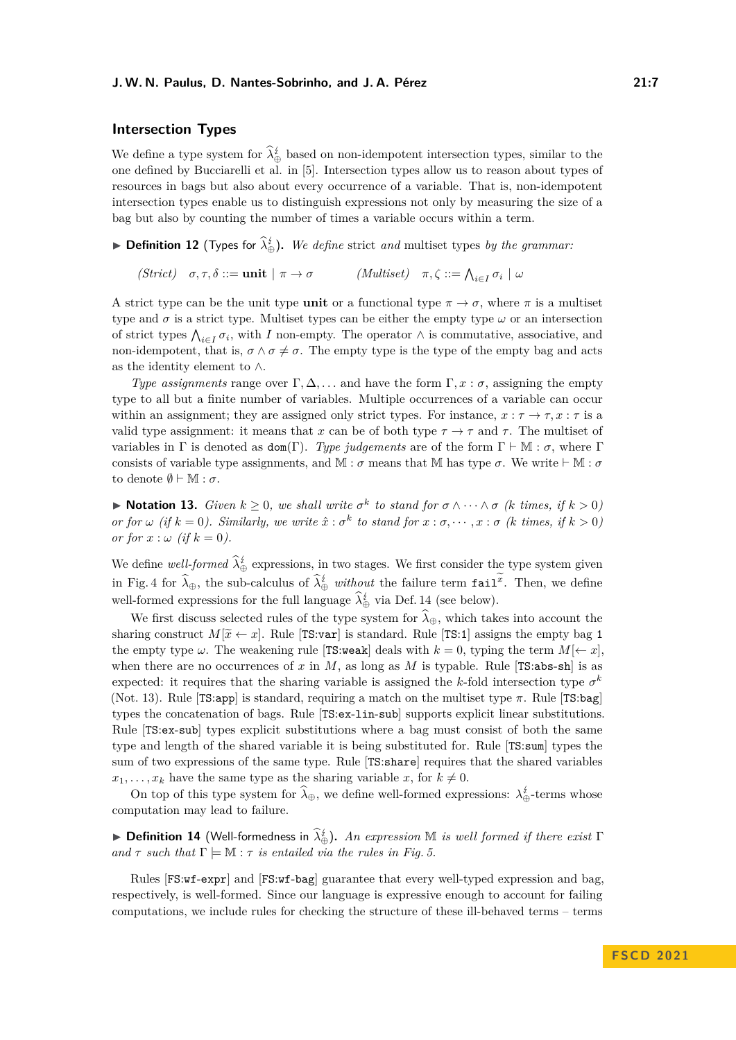## Intersection Types

We define a type system for $\widehat{\lambda}^{\lightning}_{\oplus}$ based on non-idempotent intersection types, similar to the one defined by Bucciarelli et al. in [5]. Intersection types allow us to reason about types of resources in bags but also about every occurrence of a variable. That is, non-idempotent intersection types enable us to distinguish expressions not only by measuring the size of a bag but also by counting the number of times a variable occurs within a term.

▶ **Definition 12** (Types for $\widehat{\lambda}^{\lightning}_{\oplus}$). *We define* strict *and* multiset types *by the grammar:*

$$\text{(Strict)} \quad \sigma, \tau, \delta ::= \textbf{unit} \mid \pi \to \sigma \qquad\qquad \text{(Multiset)} \quad \pi, \zeta ::= \bigwedge_{i \in I} \sigma_i \mid \omega$$

A strict type can be the unit type **unit** or a functional type $\pi \to \sigma$, where $\pi$ is a multiset type and $\sigma$ is a strict type. Multiset types can be either the empty type $\omega$ or an intersection of strict types $\bigwedge_{i \in I} \sigma_i$, with $I$ non-empty. The operator $\wedge$ is commutative, associative, and non-idempotent, that is, $\sigma \wedge \sigma \neq \sigma$. The empty type is the type of the empty bag and acts as the identity element to $\wedge$.

*Type assignments* range over $\Gamma, \Delta, \ldots$ and have the form $\Gamma, x : \sigma$, assigning the empty type to all but a finite number of variables. Multiple occurrences of a variable can occur within an assignment; they are assigned only strict types. For instance, $x : \tau \to \tau, x : \tau$ is a valid type assignment: it means that $x$ can be of both type $\tau \to \tau$ and $\tau$. The multiset of variables in $\Gamma$ is denoted as $\texttt{dom}(\Gamma)$. *Type judgements* are of the form $\Gamma \vdash \mathbb{M} : \sigma$, where $\Gamma$ consists of variable type assignments, and $\mathbb{M} : \sigma$ means that $\mathbb{M}$ has type $\sigma$. We write $\vdash \mathbb{M} : \sigma$ to denote $\emptyset \vdash \mathbb{M} : \sigma$.

▶ **Notation 13.** *Given $k \geq 0$, we shall write $\sigma^k$ to stand for $\sigma \wedge \cdots \wedge \sigma$ ($k$ times, if $k > 0$) or for $\omega$ (if $k = 0$). Similarly, we write $\hat{x} : \sigma^k$ to stand for $x : \sigma, \cdots, x : \sigma$ ($k$ times, if $k > 0$) or for $x : \omega$ (if $k = 0$).*

We define *well-formed* $\widehat{\lambda}^{\lightning}_{\oplus}$ expressions, in two stages. We first consider the type system given in Fig. 4 for $\widehat{\lambda}_{\oplus}$, the sub-calculus of $\widehat{\lambda}^{\lightning}_{\oplus}$ *without* the failure term $\texttt{fail}^{\widetilde{x}}$. Then, we define well-formed expressions for the full language $\widehat{\lambda}^{\lightning}_{\oplus}$ via Def. 14 (see below).

We first discuss selected rules of the type system for $\widehat{\lambda}_{\oplus}$, which takes into account the sharing construct $M[\widetilde{x} \leftarrow x]$. Rule [TS:var] is standard. Rule [TS:1] assigns the empty bag $1$ the empty type $\omega$. The weakening rule [TS:weak] deals with $k = 0$, typing the term $M[\leftarrow x]$, when there are no occurrences of $x$ in $M$, as long as $M$ is typable. Rule [TS:abs-sh] is as expected: it requires that the sharing variable is assigned the $k$-fold intersection type $\sigma^k$ (Not. 13). Rule [TS:app] is standard, requiring a match on the multiset type $\pi$. Rule [TS:bag] types the concatenation of bags. Rule [TS:ex-lin-sub] supports explicit linear substitutions. Rule [TS:ex-sub] types explicit substitutions where a bag must consist of both the same type and length of the shared variable it is being substituted for. Rule [TS:sum] types the sum of two expressions of the same type. Rule [TS:share] requires that the shared variables $x_1, \ldots, x_k$ have the same type as the sharing variable $x$, for $k \neq 0$.

On top of this type system for $\widehat{\lambda}_{\oplus}$, we define well-formed expressions: $\lambda^{\lightning}_{\oplus}$-terms whose computation may lead to failure.

▶ **Definition 14** (Well-formedness in $\widehat{\lambda}^{\lightning}_{\oplus}$). *An expression $\mathbb{M}$ is well formed if there exist $\Gamma$ and $\tau$ such that $\Gamma \models \mathbb{M} : \tau$ is entailed via the rules in Fig. 5.*

Rules [FS:wf-expr] and [FS:wf-bag] guarantee that every well-typed expression and bag, respectively, is well-formed. Since our language is expressive enough to account for failing computations, we include rules for checking the structure of these ill-behaved terms – terms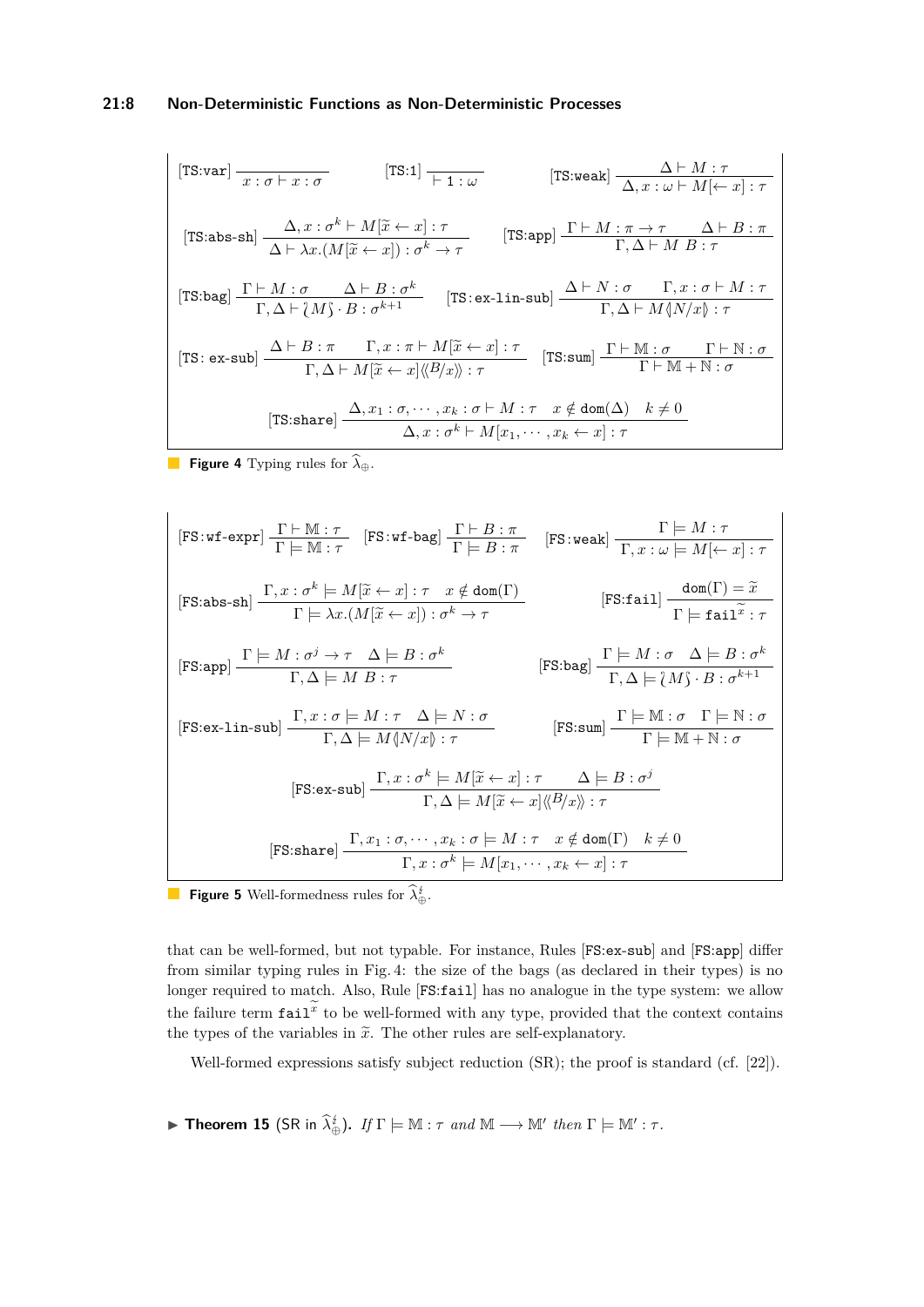$$[\texttt{TS:var}]\ \frac{}{x:\sigma \vdash x:\sigma} \qquad [\texttt{TS:1}]\ \frac{}{\vdash 1:\omega} \qquad [\texttt{TS:weak}]\ \frac{\Delta \vdash M:\tau}{\Delta, x:\omega \vdash M[\leftarrow x]:\tau}$$

$$[\texttt{TS:abs-sh}]\ \frac{\Delta, x:\sigma^k \vdash M[\widetilde{x} \leftarrow x]:\tau}{\Delta \vdash \lambda x.(M[\widetilde{x} \leftarrow x]):\sigma^k \to \tau} \qquad [\texttt{TS:app}]\ \frac{\Gamma \vdash M:\pi \to \tau \qquad \Delta \vdash B:\pi}{\Gamma, \Delta \vdash M\ B:\tau}$$

$$[\texttt{TS:bag}]\ \frac{\Gamma \vdash M:\sigma \qquad \Delta \vdash B:\sigma^k}{\Gamma, \Delta \vdash \wr M \wr \cdot B:\sigma^{k+1}} \qquad [\texttt{TS:ex-lin-sub}]\ \frac{\Delta \vdash N:\sigma \qquad \Gamma, x:\sigma \vdash M:\tau}{\Gamma, \Delta \vdash M\langle\!|N/x|\!\rangle:\tau}$$

$$[\texttt{TS: ex-sub}]\ \frac{\Delta \vdash B:\pi \qquad \Gamma, x:\pi \vdash M[\widetilde{x} \leftarrow x]:\tau}{\Gamma, \Delta \vdash M[\widetilde{x} \leftarrow x]\langle\!\langle B/x\rangle\!\rangle:\tau} \qquad [\texttt{TS:sum}]\ \frac{\Gamma \vdash \mathbb{M}:\sigma \qquad \Gamma \vdash \mathbb{N}:\sigma}{\Gamma \vdash \mathbb{M}+\mathbb{N}:\sigma}$$

$$[\texttt{TS:share}]\ \frac{\Delta, x_1:\sigma, \cdots, x_k:\sigma \vdash M:\tau \qquad x \notin \texttt{dom}(\Delta) \qquad k \neq 0}{\Delta, x:\sigma^k \vdash M[x_1, \cdots, x_k \leftarrow x]:\tau}$$

**Figure 4** Typing rules for $\widehat{\lambda}_{\oplus}$.

$$[\texttt{FS:wf-expr}]\ \frac{\Gamma \vdash \mathbb{M}:\tau}{\Gamma \models \mathbb{M}:\tau} \qquad [\texttt{FS:wf-bag}]\ \frac{\Gamma \vdash B:\pi}{\Gamma \models B:\pi} \qquad [\texttt{FS:weak}]\ \frac{\Gamma \models M:\tau}{\Gamma, x:\omega \models M[\leftarrow x]:\tau}$$

$$[\texttt{FS:abs-sh}]\ \frac{\Gamma, x:\sigma^k \models M[\widetilde{x} \leftarrow x]:\tau \qquad x \notin \texttt{dom}(\Gamma)}{\Gamma \models \lambda x.(M[\widetilde{x} \leftarrow x]):\sigma^k \to \tau} \qquad [\texttt{FS:fail}]\ \frac{\texttt{dom}(\Gamma) = \widetilde{x}}{\Gamma \models \texttt{fail}^{\widetilde{x}}:\tau}$$

$$[\texttt{FS:app}]\ \frac{\Gamma \models M:\sigma^j \to \tau \qquad \Delta \models B:\sigma^k}{\Gamma, \Delta \models M\ B:\tau} \qquad [\texttt{FS:bag}]\ \frac{\Gamma \models M:\sigma \qquad \Delta \models B:\sigma^k}{\Gamma, \Delta \models \wr M \wr \cdot B:\sigma^{k+1}}$$

$$[\texttt{FS:ex-lin-sub}]\ \frac{\Gamma, x:\sigma \models M:\tau \qquad \Delta \models N:\sigma}{\Gamma, \Delta \models M\langle\!|N/x|\!\rangle:\tau} \qquad [\texttt{FS:sum}]\ \frac{\Gamma \models \mathbb{M}:\sigma \qquad \Gamma \models \mathbb{N}:\sigma}{\Gamma \models \mathbb{M}+\mathbb{N}:\sigma}$$

$$[\texttt{FS:ex-sub}]\ \frac{\Gamma, x:\sigma^k \models M[\widetilde{x} \leftarrow x]:\tau \qquad \Delta \models B:\sigma^j}{\Gamma, \Delta \models M[\widetilde{x} \leftarrow x]\langle\!\langle B/x\rangle\!\rangle:\tau}$$

$$[\texttt{FS:share}]\ \frac{\Gamma, x_1:\sigma, \cdots, x_k:\sigma \models M:\tau \qquad x \notin \texttt{dom}(\Gamma) \qquad k \neq 0}{\Gamma, x:\sigma^k \models M[x_1, \cdots, x_k \leftarrow x]:\tau}$$

**Figure 5** Well-formedness rules for $\widehat{\lambda}_{\oplus}^{\natural}$.

that can be well-formed, but not typable. For instance, Rules [FS:ex-sub] and [FS:app] differ from similar typing rules in Fig. 4: the size of the bags (as declared in their types) is no longer required to match. Also, Rule [FS:fail] has no analogue in the type system: we allow the failure term $\texttt{fail}^{\widetilde{x}}$ to be well-formed with any type, provided that the context contains the types of the variables in $\widetilde{x}$. The other rules are self-explanatory.

Well-formed expressions satisfy subject reduction (SR); the proof is standard (cf. [22]).

▶ **Theorem 15** (SR in $\widehat{\lambda}_{\oplus}^{\natural}$). *If* $\Gamma \models \mathbb{M}:\tau$ *and* $\mathbb{M} \longrightarrow \mathbb{M}'$ *then* $\Gamma \models \mathbb{M}':\tau$.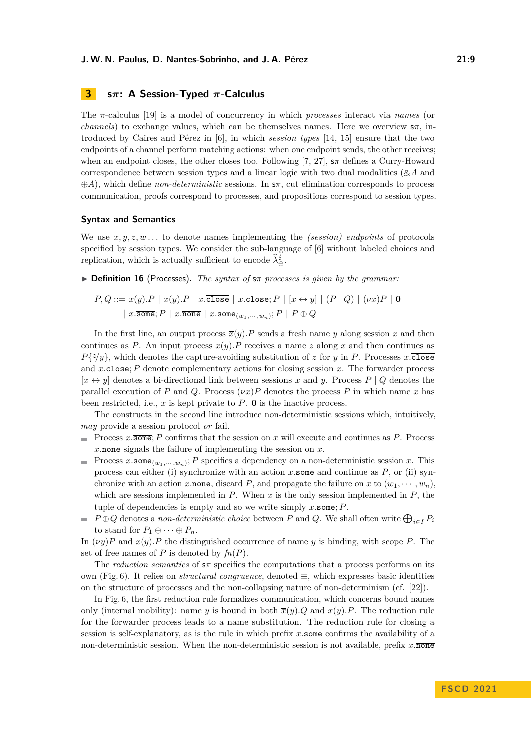## 3 sπ: A Session-Typed π-Calculus

The π-calculus [19] is a model of concurrency in which *processes* interact via *names* (or *channels*) to exchange values, which can be themselves names. Here we overview sπ, introduced by Caires and Pérez in [6], in which *session types* [14, 15] ensure that the two endpoints of a channel perform matching actions: when one endpoint sends, the other receives; when an endpoint closes, the other closes too. Following [7, 27], sπ defines a Curry-Howard correspondence between session types and a linear logic with two dual modalities ($\& A$ and $\oplus A$), which define *non-deterministic* sessions. In sπ, cut elimination corresponds to process communication, proofs correspond to processes, and propositions correspond to session types.

### Syntax and Semantics

We use $x, y, z, w \ldots$ to denote names implementing the *(session) endpoints* of protocols specified by session types. We consider the sub-language of [6] without labeled choices and replication, which is actually sufficient to encode $\widehat{\lambda}^{\,\ell}_{\oplus}$.

▶ **Definition 16** (Processes). *The syntax of sπ processes is given by the grammar:*

$$
\begin{aligned}
P, Q ::= {} & \overline{x}(y).P \mid x(y).P \mid x.\overline{\mathtt{close}} \mid x.\mathtt{close}; P \mid [x \leftrightarrow y] \mid (P \mid Q) \mid (\nu x)P \mid \mathbf{0} \\
& \mid x.\overline{\mathtt{some}}; P \mid x.\overline{\mathtt{none}} \mid x.\mathtt{some}_{(w_1, \cdots, w_n)}; P \mid P \oplus Q
\end{aligned}
$$

In the first line, an output process $\overline{x}(y).P$ sends a fresh name $y$ along session $x$ and then continues as $P$. An input process $x(y).P$ receives a name $z$ along $x$ and then continues as $P\{z/y\}$, which denotes the capture-avoiding substitution of $z$ for $y$ in $P$. Processes $x.\overline{\mathtt{close}}$ and $x.\mathtt{close}; P$ denote complementary actions for closing session $x$. The forwarder process $[x \leftrightarrow y]$ denotes a bi-directional link between sessions $x$ and $y$. Process $P \mid Q$ denotes the parallel execution of $P$ and $Q$. Process $(\nu x)P$ denotes the process $P$ in which name $x$ has been restricted, i.e., $x$ is kept private to $P$. $\mathbf{0}$ is the inactive process.

The constructs in the second line introduce non-deterministic sessions which, intuitively, *may* provide a session protocol *or* fail.

- Process $x.\overline{\mathtt{some}}; P$ confirms that the session on $x$ will execute and continues as $P$. Process $x.\overline{\mathtt{none}}$ signals the failure of implementing the session on $x$.
- Process $x.\mathtt{some}_{(w_1, \cdots, w_n)}; P$ specifies a dependency on a non-deterministic session $x$. This process can either (i) synchronize with an action $x.\overline{\mathtt{some}}$ and continue as $P$, or (ii) synchronize with an action $x.\overline{\mathtt{none}}$, discard $P$, and propagate the failure on $x$ to $(w_1, \cdots, w_n)$, which are sessions implemented in $P$. When $x$ is the only session implemented in $P$, the tuple of dependencies is empty and so we write simply $x.\mathtt{some}; P$.
- $P \oplus Q$ denotes a *non-deterministic choice* between $P$ and $Q$. We shall often write $\bigoplus_{i \in I} P_i$ to stand for $P_1 \oplus \cdots \oplus P_n$.

In $(\nu y)P$ and $x(y).P$ the distinguished occurrence of name $y$ is binding, with scope $P$. The set of free names of $P$ is denoted by $\mathit{fn}(P)$.

The *reduction semantics* of sπ specifies the computations that a process performs on its own (Fig. 6). It relies on *structural congruence*, denoted $\equiv$, which expresses basic identities on the structure of processes and the non-collapsing nature of non-determinism (cf. [22]).

In Fig. 6, the first reduction rule formalizes communication, which concerns bound names only (internal mobility): name $y$ is bound in both $\overline{x}(y).Q$ and $x(y).P$. The reduction rule for the forwarder process leads to a name substitution. The reduction rule for closing a session is self-explanatory, as is the rule in which prefix $x.\overline{\mathtt{some}}$ confirms the availability of a non-deterministic session. When the non-deterministic session is not available, prefix $x.\overline{\mathtt{none}}$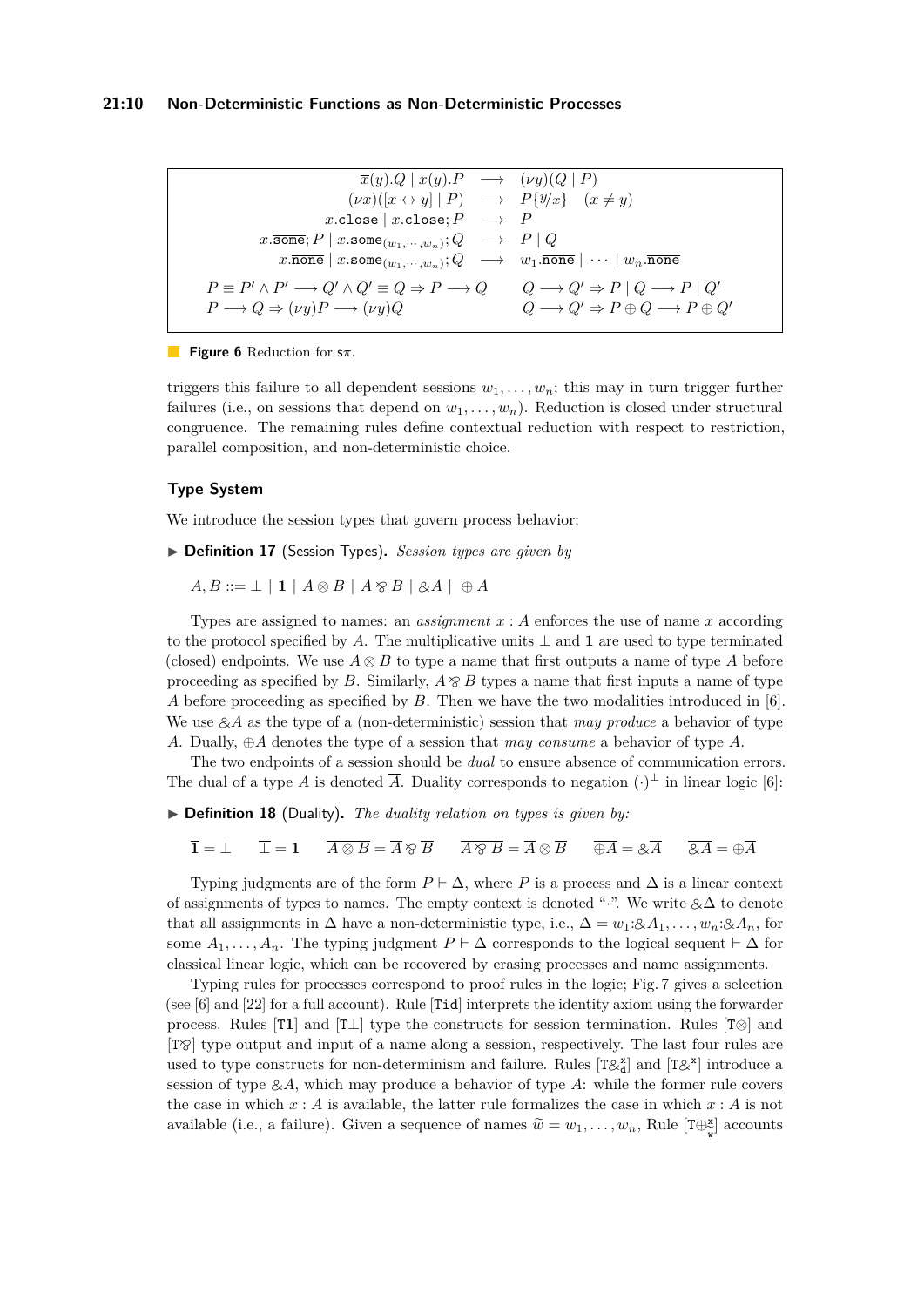$$
\begin{array}{rcl}
\overline{x}(y).Q \mid x(y).P & \longrightarrow & (\nu y)(Q \mid P) \\
(\nu x)([x \leftrightarrow y] \mid P) & \longrightarrow & P\{y/x\} \quad (x \neq y) \\
x.\overline{\texttt{close}} \mid x.\texttt{close}; P & \longrightarrow & P \\
x.\overline{\texttt{some}}; P \mid x.\texttt{some}_{(w_1,\cdots,w_n)}; Q & \longrightarrow & P \mid Q \\
x.\overline{\texttt{none}} \mid x.\texttt{some}_{(w_1,\cdots,w_n)}; Q & \longrightarrow & w_1.\overline{\texttt{none}} \mid \cdots \mid w_n.\overline{\texttt{none}}
\end{array}
$$

$$
\begin{array}{ll}
P \equiv P' \wedge P' \longrightarrow Q' \wedge Q' \equiv Q \Rightarrow P \longrightarrow Q & \quad Q \longrightarrow Q' \Rightarrow P \mid Q \longrightarrow P \mid Q' \\
P \longrightarrow Q \Rightarrow (\nu y)P \longrightarrow (\nu y)Q & \quad Q \longrightarrow Q' \Rightarrow P \oplus Q \longrightarrow P \oplus Q'
\end{array}
$$

**Figure 6** Reduction for $s\pi$.

triggers this failure to all dependent sessions $w_1, \ldots, w_n$; this may in turn trigger further failures (i.e., on sessions that depend on $w_1, \ldots, w_n$). Reduction is closed under structural congruence. The remaining rules define contextual reduction with respect to restriction, parallel composition, and non-deterministic choice.

### Type System

We introduce the session types that govern process behavior:

▶ **Definition 17** (Session Types). *Session types are given by*

$$A, B ::= \bot \mid \mathbf{1} \mid A \otimes B \mid A \parr B \mid \&A \mid \oplus A$$

Types are assigned to names: an *assignment* $x : A$ enforces the use of name $x$ according to the protocol specified by $A$. The multiplicative units $\bot$ and $\mathbf{1}$ are used to type terminated (closed) endpoints. We use $A \otimes B$ to type a name that first outputs a name of type $A$ before proceeding as specified by $B$. Similarly, $A \parr B$ types a name that first inputs a name of type $A$ before proceeding as specified by $B$. Then we have the two modalities introduced in [6]. We use $\&A$ as the type of a (non-deterministic) session that *may produce* a behavior of type $A$. Dually, $\oplus A$ denotes the type of a session that *may consume* a behavior of type $A$.

The two endpoints of a session should be *dual* to ensure absence of communication errors. The dual of a type $A$ is denoted $\overline{A}$. Duality corresponds to negation $(\cdot)^{\bot}$ in linear logic [6]:

▶ **Definition 18** (Duality). *The duality relation on types is given by:*

$$\overline{\mathbf{1}} = \bot \qquad \overline{\bot} = \mathbf{1} \qquad \overline{A \otimes B} = \overline{A} \parr \overline{B} \qquad \overline{A \parr B} = \overline{A} \otimes \overline{B} \qquad \overline{\oplus A} = \&\overline{A} \qquad \overline{\&A} = \oplus\overline{A}$$

Typing judgments are of the form $P \vdash \Delta$, where $P$ is a process and $\Delta$ is a linear context of assignments of types to names. The empty context is denoted "$\cdot$". We write $\&\Delta$ to denote that all assignments in $\Delta$ have a non-deterministic type, i.e., $\Delta = w_1{:}\&A_1, \ldots, w_n{:}\&A_n$, for some $A_1, \ldots, A_n$. The typing judgment $P \vdash \Delta$ corresponds to the logical sequent $\vdash \Delta$ for classical linear logic, which can be recovered by erasing processes and name assignments.

Typing rules for processes correspond to proof rules in the logic; Fig. 7 gives a selection (see [6] and [22] for a full account). Rule [Tid] interprets the identity axiom using the forwarder process. Rules [T1] and [T$\bot$] type the constructs for session termination. Rules [T$\otimes$] and [T$\parr$] type output and input of a name along a session, respectively. The last four rules are used to type constructs for non-determinism and failure. Rules [T$\&^{x}_{d}$] and [T$\&^{x}$] introduce a session of type $\&A$, which may produce a behavior of type $A$: while the former rule covers the case in which $x : A$ is available, the latter rule formalizes the case in which $x : A$ is not available (i.e., a failure). Given a sequence of names $\widetilde{w} = w_1, \ldots, w_n$, Rule [T$\oplus^{x}_{\widetilde{w}}$] accounts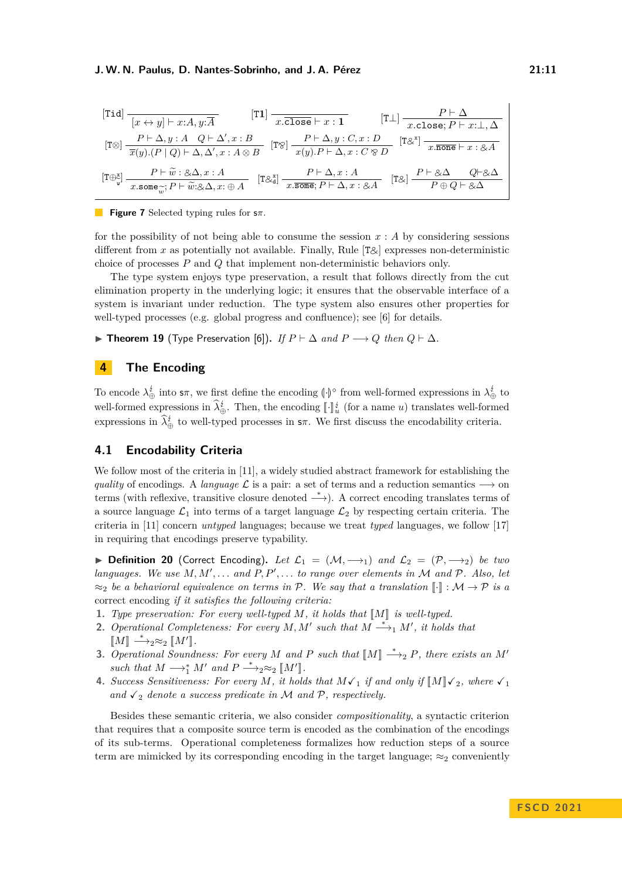$$[\texttt{Tid}]\ \frac{}{[x \leftrightarrow y] \vdash x{:}A, y{:}\overline{A}} \qquad [\texttt{T1}]\ \frac{}{x.\texttt{close} \vdash x : \mathbf{1}} \qquad [\texttt{T}\bot]\ \frac{P \vdash \Delta}{x.\texttt{close}; P \vdash x{:}\bot, \Delta}$$

$$[\texttt{T}\otimes]\ \frac{P \vdash \Delta, y : A \quad Q \vdash \Delta', x : B}{\overline{x}(y).(P \mid Q) \vdash \Delta, \Delta', x : A \otimes B} \qquad [\texttt{T}\mathbin{\rotatebox[origin=c]{180}{\&}}]\ \frac{P \vdash \Delta, y : C, x : D}{x(y).P \vdash \Delta, x : C \mathbin{\rotatebox[origin=c]{180}{\&}} D} \qquad [\texttt{T}\&^x]\ \frac{}{x.\overline{\texttt{none}} \vdash x : \& A}$$

$$[\texttt{T}\oplus^x_{\widetilde{w}}]\ \frac{P \vdash \widetilde{w} : \&\Delta, x : A}{x.\texttt{some}_{\widetilde{w}}; P \vdash \widetilde{w}{:}\&\Delta, x{:} \oplus A} \qquad [\texttt{T}\&^x_d]\ \frac{P \vdash \Delta, x : A}{x.\overline{\texttt{some}}; P \vdash \Delta, x : \& A} \qquad [\texttt{T}\&]\ \frac{P \vdash \&\Delta \quad Q \vdash \&\Delta}{P \oplus Q \vdash \&\Delta}$$

**Figure 7** Selected typing rules for $\mathsf{s}\pi$.

for the possibility of not being able to consume the session $x : A$ by considering sessions different from $x$ as potentially not available. Finally, Rule $[\texttt{T}\&]$ expresses non-deterministic choice of processes $P$ and $Q$ that implement non-deterministic behaviors only.

The type system enjoys type preservation, a result that follows directly from the cut elimination property in the underlying logic; it ensures that the observable interface of a system is invariant under reduction. The type system also ensures other properties for well-typed processes (e.g. global progress and confluence); see [6] for details.

▶ **Theorem 19** (Type Preservation [6]). *If $P \vdash \Delta$ and $P \longrightarrow Q$ then $Q \vdash \Delta$.*

## 4 The Encoding

To encode $\lambda^{\lightning}_{\oplus}$ into $\mathsf{s}\pi$, we first define the encoding $(\!|\cdot|\!)^{\circ}$ from well-formed expressions in $\lambda^{\lightning}_{\oplus}$ to well-formed expressions in $\widehat{\lambda}^{\lightning}_{\oplus}$. Then, the encoding $[\![\cdot]\!]^{\lightning}_u$ (for a name $u$) translates well-formed expressions in $\widehat{\lambda}^{\lightning}_{\oplus}$ to well-typed processes in $\mathsf{s}\pi$. We first discuss the encodability criteria.

### 4.1 Encodability Criteria

We follow most of the criteria in [11], a widely studied abstract framework for establishing the *quality* of encodings. A *language* $\mathcal{L}$ is a pair: a set of terms and a reduction semantics $\longrightarrow$ on terms (with reflexive, transitive closure denoted $\xrightarrow{*}$). A correct encoding translates terms of a source language $\mathcal{L}_1$ into terms of a target language $\mathcal{L}_2$ by respecting certain criteria. The criteria in [11] concern *untyped* languages; because we treat *typed* languages, we follow [17] in requiring that encodings preserve typability.

▶ **Definition 20** (Correct Encoding). *Let $\mathcal{L}_1 = (\mathcal{M}, \longrightarrow_1)$ and $\mathcal{L}_2 = (\mathcal{P}, \longrightarrow_2)$ be two languages. We use $M, M', \ldots$ and $P, P', \ldots$ to range over elements in $\mathcal{M}$ and $\mathcal{P}$. Also, let $\approx_2$ be a behavioral equivalence on terms in $\mathcal{P}$. We say that a translation $[\![\cdot]\!] : \mathcal{M} \to \mathcal{P}$ is a* correct encoding *if it satisfies the following criteria:*

1. *Type preservation: For every well-typed $M$, it holds that $[\![M]\!]$ is well-typed.*
2. *Operational Completeness: For every $M, M'$ such that $M \xrightarrow{*}_1 M'$, it holds that $[\![M]\!] \xrightarrow{*}_2 \approx_2 [\![M']\!]$.*
3. *Operational Soundness: For every $M$ and $P$ such that $[\![M]\!] \xrightarrow{*}_2 P$, there exists an $M'$ such that $M \longrightarrow^*_1 M'$ and $P \xrightarrow{*}_2 \approx_2 [\![M']\!]$.*
4. *Success Sensitiveness: For every $M$, it holds that $M\checkmark_1$ if and only if $[\![M]\!]\checkmark_2$, where $\checkmark_1$ and $\checkmark_2$ denote a success predicate in $\mathcal{M}$ and $\mathcal{P}$, respectively.*

Besides these semantic criteria, we also consider *compositionality*, a syntactic criterion that requires that a composite source term is encoded as the combination of the encodings of its sub-terms. Operational completeness formalizes how reduction steps of a source term are mimicked by its corresponding encoding in the target language; $\approx_2$ conveniently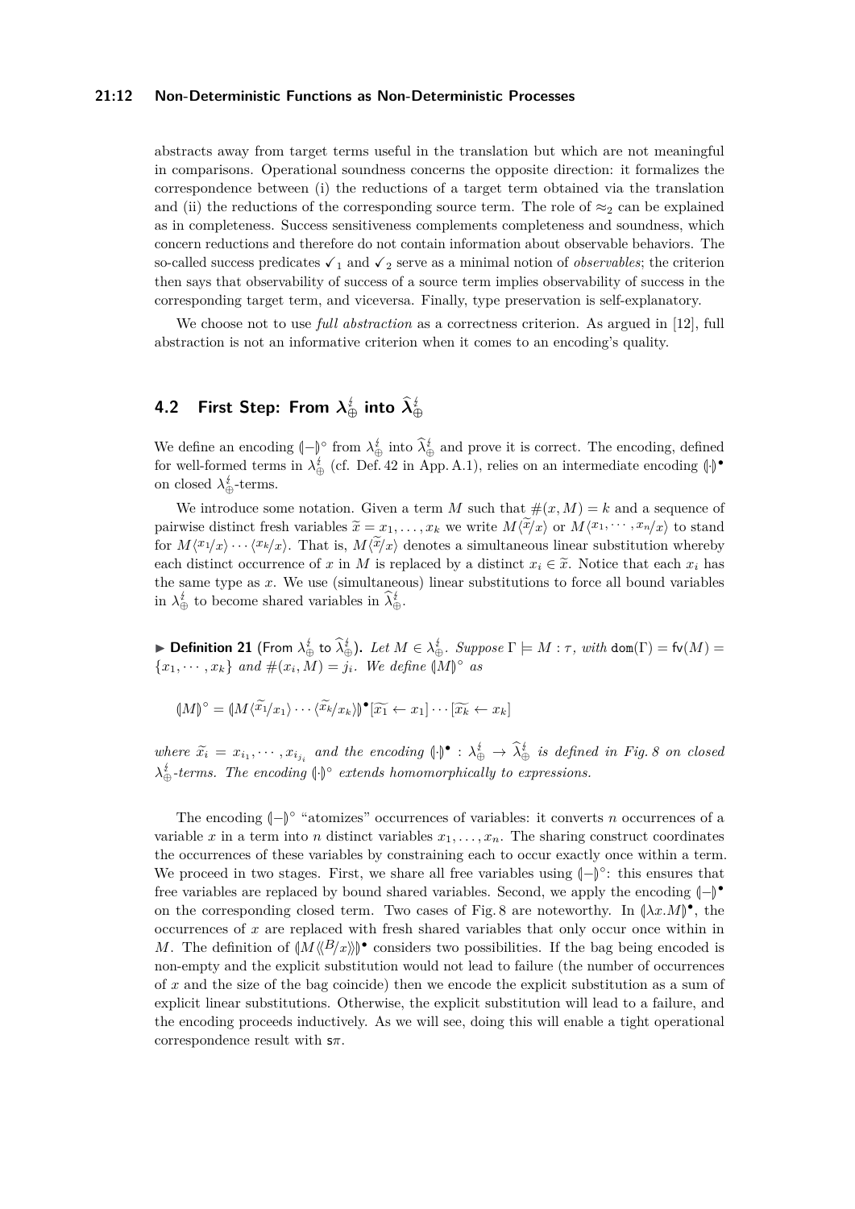abstracts away from target terms useful in the translation but which are not meaningful in comparisons. Operational soundness concerns the opposite direction: it formalizes the correspondence between (i) the reductions of a target term obtained via the translation and (ii) the reductions of the corresponding source term. The role of $\approx_2$ can be explained as in completeness. Success sensitiveness complements completeness and soundness, which concern reductions and therefore do not contain information about observable behaviors. The so-called success predicates $\checkmark_1$ and $\checkmark_2$ serve as a minimal notion of *observables*; the criterion then says that observability of success of a source term implies observability of success in the corresponding target term, and viceversa. Finally, type preservation is self-explanatory.

We choose not to use *full abstraction* as a correctness criterion. As argued in [12], full abstraction is not an informative criterion when it comes to an encoding's quality.

## 4.2 First Step: From $\lambda^{\lightning}_{\oplus}$ into $\widehat{\lambda}^{\lightning}_{\oplus}$

We define an encoding $(\!|-|\!)^{\circ}$ from $\lambda^{\lightning}_{\oplus}$ into $\widehat{\lambda}^{\lightning}_{\oplus}$ and prove it is correct. The encoding, defined for well-formed terms in $\lambda^{\lightning}_{\oplus}$ (cf. Def. 42 in App. A.1), relies on an intermediate encoding $(\!|\cdot|\!)^{\bullet}$ on closed $\lambda^{\lightning}_{\oplus}$-terms.

We introduce some notation. Given a term $M$ such that $\#(x, M) = k$ and a sequence of pairwise distinct fresh variables $\widetilde{x} = x_1, \ldots, x_k$ we write $M\langle \widetilde{x}/x\rangle$ or $M\langle x_1, \cdots, x_n/x\rangle$ to stand for $M\langle x_1/x\rangle \cdots \langle x_k/x\rangle$. That is, $M\langle \widetilde{x}/x\rangle$ denotes a simultaneous linear substitution whereby each distinct occurrence of $x$ in $M$ is replaced by a distinct $x_i \in \widetilde{x}$. Notice that each $x_i$ has the same type as $x$. We use (simultaneous) linear substitutions to force all bound variables in $\lambda^{\lightning}_{\oplus}$ to become shared variables in $\widehat{\lambda}^{\lightning}_{\oplus}$.

▶ **Definition 21** (From $\lambda^{\lightning}_{\oplus}$ to $\widehat{\lambda}^{\lightning}_{\oplus}$). *Let $M \in \lambda^{\lightning}_{\oplus}$. Suppose $\Gamma \models M : \tau$, with $\mathsf{dom}(\Gamma) = \mathsf{fv}(M) = \{x_1, \cdots, x_k\}$ and $\#(x_i, M) = j_i$. We define $(\!|M|\!)^{\circ}$ as*

$$(\!|M|\!)^{\circ} = (\!|M\langle \widetilde{x_1}/x_1\rangle \cdots \langle \widetilde{x_k}/x_k\rangle|\!)^{\bullet}[\widetilde{x_1} \leftarrow x_1] \cdots [\widetilde{x_k} \leftarrow x_k]$$

*where $\widetilde{x_i} = x_{i_1}, \cdots, x_{i_{j_i}}$ and the encoding $(\!|\cdot|\!)^{\bullet} : \lambda^{\lightning}_{\oplus} \to \widehat{\lambda}^{\lightning}_{\oplus}$ is defined in Fig. 8 on closed $\lambda^{\lightning}_{\oplus}$-terms. The encoding $(\!|\cdot|\!)^{\circ}$ extends homomorphically to expressions.*

The encoding $(\!|-|\!)^{\circ}$ "atomizes" occurrences of variables: it converts $n$ occurrences of a variable $x$ in a term into $n$ distinct variables $x_1, \ldots, x_n$. The sharing construct coordinates the occurrences of these variables by constraining each to occur exactly once within a term. We proceed in two stages. First, we share all free variables using $(\!|-|\!)^{\circ}$: this ensures that free variables are replaced by bound shared variables. Second, we apply the encoding $(\!|-|\!)^{\bullet}$ on the corresponding closed term. Two cases of Fig. 8 are noteworthy. In $(\!|\lambda x.M|\!)^{\bullet}$, the occurrences of $x$ are replaced with fresh shared variables that only occur once within $M$. The definition of $(\!|M\langle\!\langle B/x\rangle\!\rangle|\!)^{\bullet}$ considers two possibilities. If the bag being encoded is non-empty and the explicit substitution would not lead to failure (the number of occurrences of $x$ and the size of the bag coincide) then we encode the explicit substitution as a sum of explicit linear substitutions. Otherwise, the explicit substitution will lead to a failure, and the encoding proceeds inductively. As we will see, doing this will enable a tight operational correspondence result with $\mathsf{s}\pi$.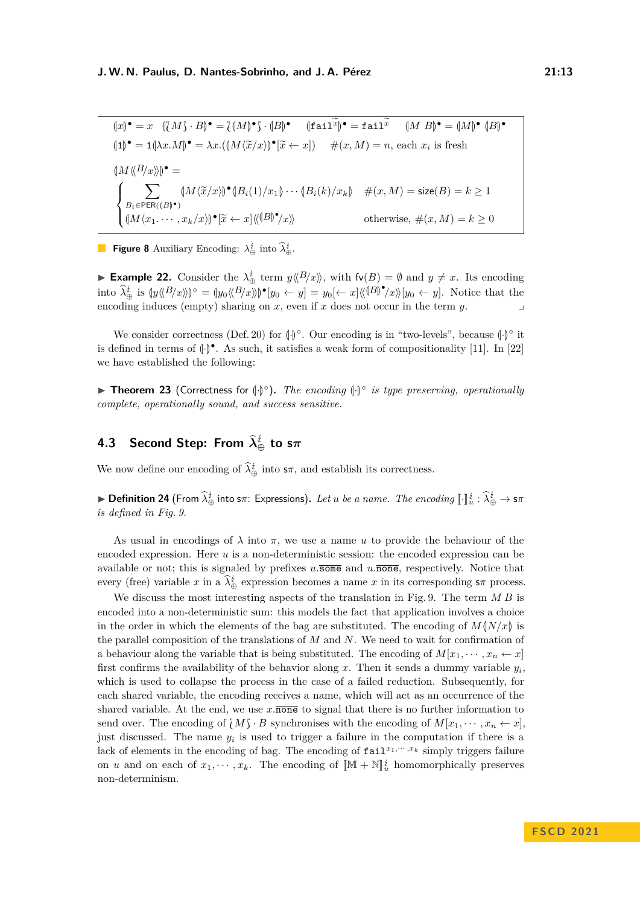$$(\!|x|\!)^\bullet = x \quad (\!| \wr M \wr \cdot B |\!)^\bullet = \wr (\!|M|\!)^\bullet \wr \cdot (\!|B|\!)^\bullet \quad (\!|\mathtt{fail}^{\widetilde{x}}|\!)^\bullet = \mathtt{fail}^{\widetilde{x}} \quad (\!|M\ B|\!)^\bullet = (\!|M|\!)^\bullet\ (\!|B|\!)^\bullet$$

$$(\!|1|\!)^\bullet = 1 (\!|\lambda x.M|\!)^\bullet = \lambda x.((\!|M\langle \widetilde{x}/x\rangle|\!)^\bullet[\widetilde{x} \leftarrow x]) \qquad \#(x,M) = n, \text{ each } x_i \text{ is fresh}$$

$$(\!|M\langle\!\langle B/x\rangle\!\rangle|\!)^\bullet =$$

$$\begin{cases} \displaystyle\sum_{B_i \in \mathsf{PER}((\!|B|\!)^\bullet)} (\!|M\langle \widetilde{x}/x\rangle|\!)^\bullet \langle\!| B_i(1)/x_1 |\!\rangle \cdots \langle\!| B_i(k)/x_k |\!\rangle & \#(x,M) = \mathsf{size}(B) = k \geq 1 \\ (\!|M\langle x_1.\cdots, x_k/x\rangle|\!)^\bullet[\widetilde{x} \leftarrow x]\langle\!\langle (\!|B|\!)^\bullet/x\rangle\!\rangle & \text{otherwise, } \#(x,M) = k \geq 0 \end{cases}$$

**Figure 8** Auxiliary Encoding: $\lambda^{\lightning}_{\oplus}$ into $\widehat{\lambda}^{\lightning}_{\oplus}$.

▶ **Example 22.** Consider the $\lambda^{\lightning}_{\oplus}$ term $y\langle\!\langle B/x\rangle\!\rangle$, with $\mathsf{fv}(B) = \emptyset$ and $y \neq x$. Its encoding into $\widehat{\lambda}^{\lightning}_{\oplus}$ is $(\!|y\langle\!\langle B/x\rangle\!\rangle|\!)^\circ = (\!|y_0\langle\!\langle B/x\rangle\!\rangle|\!)^\bullet[y_0 \leftarrow y] = y_0[\leftarrow x]\langle\!\langle (\!|B|\!)^\bullet/x\rangle\!\rangle[y_0 \leftarrow y]$. Notice that the encoding induces (empty) sharing on $x$, even if $x$ does not occur in the term $y$. ⌟

We consider correctness (Def. 20) for $(\!|\cdot|\!)^\circ$. Our encoding is in "two-levels", because $(\!|\cdot|\!)^\circ$ it is defined in terms of $(\!|\cdot|\!)^\bullet$. As such, it satisfies a weak form of compositionality [11]. In [22] we have established the following:

▶ **Theorem 23** (Correctness for $(\!|\cdot|\!)^\circ$). *The encoding $(\!|\cdot|\!)^\circ$ is type preserving, operationally complete, operationally sound, and success sensitive.*

## 4.3 Second Step: From $\widehat{\lambda}^{\lightning}_{\oplus}$ to s$\pi$

We now define our encoding of $\widehat{\lambda}^{\lightning}_{\oplus}$ into s$\pi$, and establish its correctness.

▶ **Definition 24** (From $\widehat{\lambda}^{\lightning}_{\oplus}$ into s$\pi$: Expressions). *Let $u$ be a name. The encoding $[\![\cdot]\!]^{\lightning}_u : \widehat{\lambda}^{\lightning}_{\oplus} \to$ s$\pi$ is defined in Fig. 9.*

As usual in encodings of $\lambda$ into $\pi$, we use a name $u$ to provide the behaviour of the encoded expression. Here $u$ is a non-deterministic session: the encoded expression can be available or not; this is signaled by prefixes $u.\overline{\mathtt{some}}$ and $u.\overline{\mathtt{none}}$, respectively. Notice that every (free) variable $x$ in a $\widehat{\lambda}^{\lightning}_{\oplus}$ expression becomes a name $x$ in its corresponding s$\pi$ process.

We discuss the most interesting aspects of the translation in Fig. 9. The term $M\,B$ is encoded into a non-deterministic sum: this models the fact that application involves a choice in the order in which the elements of the bag are substituted. The encoding of $M\langle\!| N/x |\!\rangle$ is the parallel composition of the translations of $M$ and $N$. We need to wait for confirmation of a behaviour along the variable that is being substituted. The encoding of $M[x_1, \cdots, x_n \leftarrow x]$ first confirms the availability of the behavior along $x$. Then it sends a dummy variable $y_i$, which is used to collapse the process in the case of a failed reduction. Subsequently, for each shared variable, the encoding receives a name, which will act as an occurrence of the shared variable. At the end, we use $x.\overline{\mathtt{none}}$ to signal that there is no further information to send over. The encoding of $\wr M \wr \cdot B$ synchronises with the encoding of $M[x_1, \cdots, x_n \leftarrow x]$, just discussed. The name $y_i$ is used to trigger a failure in the computation if there is a lack of elements in the encoding of bag. The encoding of $\mathtt{fail}^{x_1,\cdots,x_k}$ simply triggers failure on $u$ and on each of $x_1, \cdots, x_k$. The encoding of $[\![\mathbb{M} + \mathbb{N}]\!]^{\lightning}_u$ homomorphically preserves non-determinism.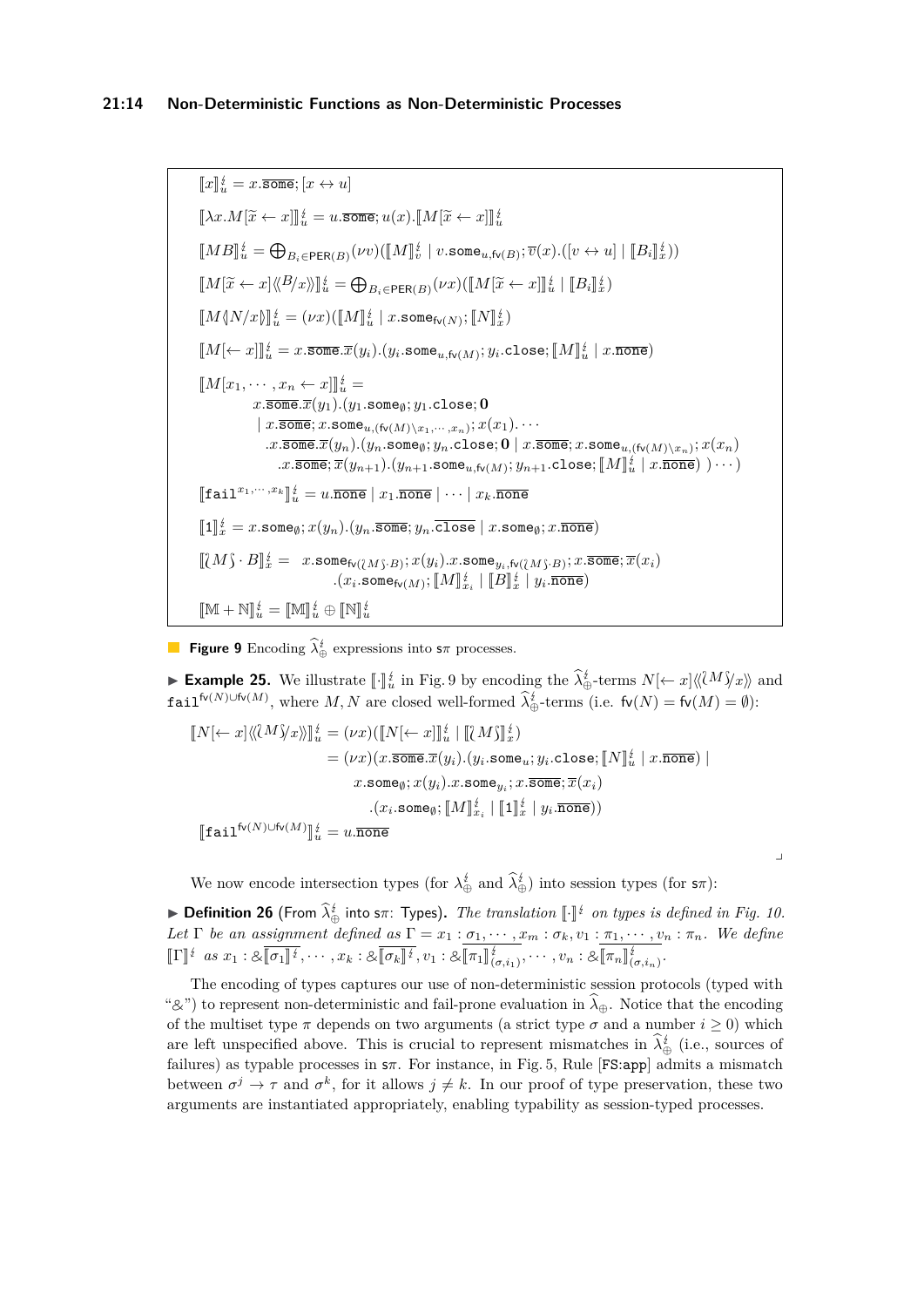$$[\![x]\!]^{\natural}_u = x.\overline{\mathtt{some}}; [x \leftrightarrow u]$$

$$[\![\lambda x.M[\widetilde{x} \leftarrow x]]\!]^{\natural}_u = u.\overline{\mathtt{some}}; u(x).[\![M[\widetilde{x} \leftarrow x]]\!]^{\natural}_u$$

$$[\![MB]\!]^{\natural}_u = \bigoplus_{B_i \in \mathsf{PER}(B)} (\nu v)([\![M]\!]^{\natural}_v \mid v.\mathtt{some}_{u,\mathsf{fv}(B)}; \overline{v}(x).([v \leftrightarrow u] \mid [\![B_i]\!]^{\natural}_x))$$

$$[\![M[\widetilde{x} \leftarrow x]\langle\!\langle B/x \rangle\!\rangle]\!]^{\natural}_u = \bigoplus_{B_i \in \mathsf{PER}(B)} (\nu x)([\![M[\widetilde{x} \leftarrow x]]\!]^{\natural}_u \mid [\![B_i]\!]^{\natural}_x)$$

$$[\![M \langle\!| N/x |\!\rangle]\!]^{\natural}_u = (\nu x)([\![M]\!]^{\natural}_u \mid x.\mathtt{some}_{\mathsf{fv}(N)}; [\![N]\!]^{\natural}_x)$$

$$[\![M[\leftarrow x]]\!]^{\natural}_u = x.\overline{\mathtt{some}}.\overline{x}(y_i).(y_i.\mathtt{some}_{u,\mathsf{fv}(M)}; y_i.\mathtt{close}; [\![M]\!]^{\natural}_u \mid x.\overline{\mathtt{none}})$$

$$\begin{aligned}
[\![M[x_1, \cdots, x_n \leftarrow x]]\!]^{\natural}_u = \\
& x.\overline{\mathtt{some}}.\overline{x}(y_1).(y_1.\mathtt{some}_{\emptyset}; y_1.\mathtt{close}; \mathbf{0} \\
& \mid x.\overline{\mathtt{some}}; x.\mathtt{some}_{u,(\mathsf{fv}(M)\setminus x_1,\cdots,x_n)}; x(x_1).\cdots \\
& \quad .x.\overline{\mathtt{some}}.\overline{x}(y_n).(y_n.\mathtt{some}_{\emptyset}; y_n.\mathtt{close}; \mathbf{0} \mid x.\overline{\mathtt{some}}; x.\mathtt{some}_{u,(\mathsf{fv}(M)\setminus x_n)}; x(x_n) \\
& \quad\quad .x.\overline{\mathtt{some}}; \overline{x}(y_{n+1}).(y_{n+1}.\mathtt{some}_{u,\mathsf{fv}(M)}; y_{n+1}.\mathtt{close}; [\![M]\!]^{\natural}_u \mid x.\overline{\mathtt{none}})\ )\cdots)
\end{aligned}$$

$$[\![\mathtt{fail}^{x_1,\cdots,x_k}]\!]^{\natural}_u = u.\overline{\mathtt{none}} \mid x_1.\overline{\mathtt{none}} \mid \cdots \mid x_k.\overline{\mathtt{none}}$$

$$[\![1]\!]^{\natural}_x = x.\mathtt{some}_{\emptyset}; x(y_n).(y_n.\overline{\mathtt{some}}; y_n.\overline{\mathtt{close}} \mid x.\mathtt{some}_{\emptyset}; x.\overline{\mathtt{none}})$$

$$\begin{aligned}
[\![\wr M \wr \cdot B]\!]^{\natural}_x = \ & x.\mathtt{some}_{\mathsf{fv}(\wr M \wr \cdot B)}; x(y_i).x.\mathtt{some}_{y_i,\mathsf{fv}(\wr M \wr \cdot B)}; x.\overline{\mathtt{some}}; \overline{x}(x_i) \\
& .(x_i.\mathtt{some}_{\mathsf{fv}(M)}; [\![M]\!]^{\natural}_{x_i} \mid [\![B]\!]^{\natural}_x \mid y_i.\overline{\mathtt{none}})
\end{aligned}$$

$$[\![\mathbb{M} + \mathbb{N}]\!]^{\natural}_u = [\![\mathbb{M}]\!]^{\natural}_u \oplus [\![\mathbb{N}]\!]^{\natural}_u$$

**Figure 9** Encoding $\widehat{\lambda}^{\natural}_{\oplus}$ expressions into s$\pi$ processes.

▶ **Example 25.** We illustrate $[\![\cdot]\!]^{\natural}_u$ in Fig. 9 by encoding the $\widehat{\lambda}^{\natural}_{\oplus}$-terms $N[\leftarrow x]\langle\!\langle \wr M \wr / x \rangle\!\rangle$ and $\mathtt{fail}^{\mathsf{fv}(N)\cup\mathsf{fv}(M)}$, where $M, N$ are closed well-formed $\widehat{\lambda}^{\natural}_{\oplus}$-terms (i.e. $\mathsf{fv}(N) = \mathsf{fv}(M) = \emptyset$):

$$\begin{aligned}
[\![N[\leftarrow x]\langle\!\langle \wr M \wr / x \rangle\!\rangle]\!]^{\natural}_u &= (\nu x)([\![N[\leftarrow x]]\!]^{\natural}_u \mid [\![\wr M \wr]\!]^{\natural}_x) \\
&= (\nu x)(x.\overline{\mathtt{some}}.\overline{x}(y_i).(y_i.\mathtt{some}_u; y_i.\mathtt{close}; [\![N]\!]^{\natural}_u \mid x.\overline{\mathtt{none}}) \mid \\
&\quad\quad x.\mathtt{some}_{\emptyset}; x(y_i).x.\mathtt{some}_{y_i}; x.\overline{\mathtt{some}}; \overline{x}(x_i) \\
&\quad\quad\quad .(x_i.\mathtt{some}_{\emptyset}; [\![M]\!]^{\natural}_{x_i} \mid [\![1]\!]^{\natural}_x \mid y_i.\overline{\mathtt{none}})) \\
[\![\mathtt{fail}^{\mathsf{fv}(N)\cup\mathsf{fv}(M)}]\!]^{\natural}_u &= u.\overline{\mathtt{none}}
\end{aligned}$$

◀

We now encode intersection types (for $\lambda^{\natural}_{\oplus}$ and $\widehat{\lambda}^{\natural}_{\oplus}$) into session types (for s$\pi$):

▶ **Definition 26** (From $\widehat{\lambda}^{\natural}_{\oplus}$ into s$\pi$: Types). *The translation $[\![\cdot]\!]^{\natural}$ on types is defined in Fig. 10. Let $\Gamma$ be an assignment defined as $\Gamma = x_1 : \sigma_1, \cdots, x_m : \sigma_k, v_1 : \pi_1, \cdots, v_n : \pi_n$. We define $[\![\Gamma]\!]^{\natural}$ as $x_1 : \&\overline{[\![\sigma_1]\!]^{\natural}}, \cdots, x_k : \&\overline{[\![\sigma_k]\!]^{\natural}}, v_1 : \&\overline{[\![\pi_1]\!]^{\natural}_{(\sigma,i_1)}}, \cdots, v_n : \&\overline{[\![\pi_n]\!]^{\natural}_{(\sigma,i_n)}}$.*

The encoding of types captures our use of non-deterministic session protocols (typed with "&") to represent non-deterministic and fail-prone evaluation in $\widehat{\lambda}_{\oplus}$. Notice that the encoding of the multiset type $\pi$ depends on two arguments (a strict type $\sigma$ and a number $i \geq 0$) which are left unspecified above. This is crucial to represent mismatches in $\widehat{\lambda}^{\natural}_{\oplus}$ (i.e., sources of failures) as typable processes in s$\pi$. For instance, in Fig. 5, Rule [FS:app] admits a mismatch between $\sigma^j \to \tau$ and $\sigma^k$, for it allows $j \neq k$. In our proof of type preservation, these two arguments are instantiated appropriately, enabling typability as session-typed processes.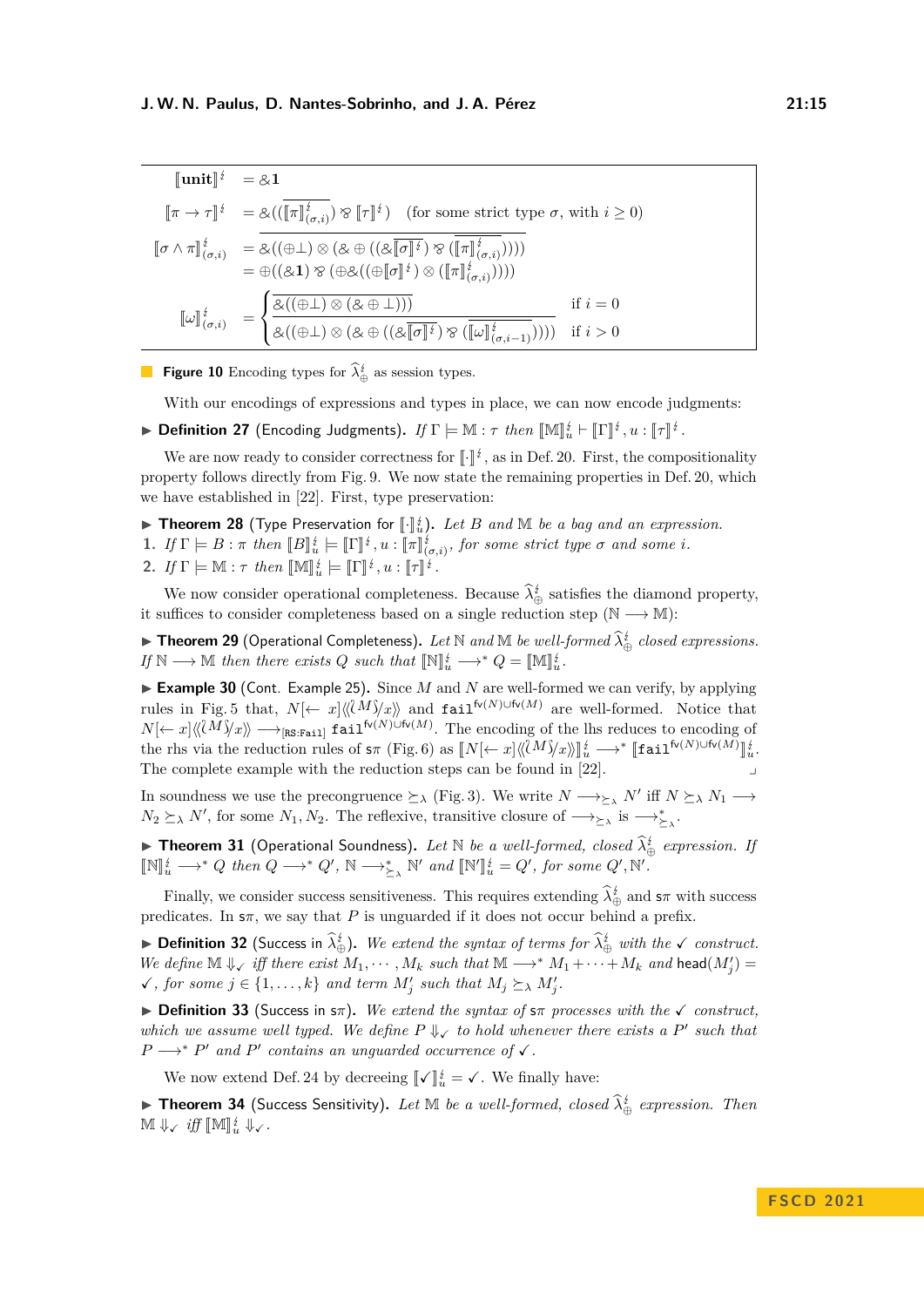$$
\begin{aligned}
[\![\mathbf{unit}]\!]^{\frac{\iota}{2}} &= \&\mathbf{1} \\
[\![\pi \to \tau]\!]^{\frac{\iota}{2}} &= \&((\overline{[\![\pi]\!]^{\frac{\iota}{2}}_{(\sigma,i)}}) \mathbin{\bindnasrepma} [\![\tau]\!]^{\frac{\iota}{2}}) \quad \text{(for some strict type } \sigma\text{, with } i \geq 0) \\
[\![\sigma \wedge \pi]\!]^{\frac{\iota}{2}}_{(\sigma,i)} &= \overline{\&((\oplus\bot) \otimes (\& \oplus ((\&\overline{[\![\sigma]\!]^{\frac{\iota}{2}}}) \mathbin{\bindnasrepma} (\overline{[\![\pi]\!]^{\frac{\iota}{2}}_{(\sigma,i)}}))))} \\
&= \oplus((\&\mathbf{1}) \mathbin{\bindnasrepma} (\oplus\&((\oplus[\![\sigma]\!]^{\frac{\iota}{2}}) \otimes ([\![\pi]\!]^{\frac{\iota}{2}}_{(\sigma,i)})))) \\
[\![\omega]\!]^{\frac{\iota}{2}}_{(\sigma,i)} &= \begin{cases} \overline{\&((\oplus\bot) \otimes (\& \oplus \bot))} & \text{if } i = 0 \\ \overline{\&((\oplus\bot) \otimes (\& \oplus ((\&\overline{[\![\sigma]\!]^{\frac{\iota}{2}}}) \mathbin{\bindnasrepma} (\overline{[\![\omega]\!]^{\frac{\iota}{2}}_{(\sigma,i-1)}}))))} & \text{if } i > 0 \end{cases}
\end{aligned}
$$

**Figure 10** Encoding types for $\widehat{\lambda}^{\frac{\iota}{2}}_{\oplus}$ as session types.

With our encodings of expressions and types in place, we can now encode judgments:

▶ **Definition 27** (Encoding Judgments). *If $\Gamma \models \mathbb{M} : \tau$ then $[\![\mathbb{M}]\!]^{\frac{\iota}{2}}_u \vdash [\![\Gamma]\!]^{\frac{\iota}{2}}, u : [\![\tau]\!]^{\frac{\iota}{2}}$.*

We are now ready to consider correctness for $[\![\cdot]\!]^{\frac{\iota}{2}}$, as in Def. 20. First, the compositionality property follows directly from Fig. 9. We now state the remaining properties in Def. 20, which we have established in [22]. First, type preservation:

▶ **Theorem 28** (Type Preservation for $[\![\cdot]\!]^{\frac{\iota}{2}}_u$). *Let $B$ and $\mathbb{M}$ be a bag and an expression.*

1. *If $\Gamma \models B : \pi$ then $[\![B]\!]^{\frac{\iota}{2}}_u \models [\![\Gamma]\!]^{\frac{\iota}{2}}, u : [\![\pi]\!]^{\frac{\iota}{2}}_{(\sigma,i)}$, for some strict type $\sigma$ and some $i$.*
2. *If $\Gamma \models \mathbb{M} : \tau$ then $[\![\mathbb{M}]\!]^{\frac{\iota}{2}}_u \models [\![\Gamma]\!]^{\frac{\iota}{2}}, u : [\![\tau]\!]^{\frac{\iota}{2}}$.*

We now consider operational completeness. Because $\widehat{\lambda}^{\frac{\iota}{2}}_{\oplus}$ satisfies the diamond property, it suffices to consider completeness based on a single reduction step ($\mathbb{N} \longrightarrow \mathbb{M}$):

▶ **Theorem 29** (Operational Completeness). *Let $\mathbb{N}$ and $\mathbb{M}$ be well-formed $\widehat{\lambda}^{\frac{\iota}{2}}_{\oplus}$ closed expressions. If $\mathbb{N} \longrightarrow \mathbb{M}$ then there exists $Q$ such that $[\![\mathbb{N}]\!]^{\frac{\iota}{2}}_u \longrightarrow^* Q = [\![\mathbb{M}]\!]^{\frac{\iota}{2}}_u$.*

▶ **Example 30** (Cont. Example 25). Since $M$ and $N$ are well-formed we can verify, by applying rules in Fig. 5 that, $N[\leftarrow x]\langle\!\langle \wr M \int / x \rangle\!\rangle$ and $\mathtt{fail}^{\mathsf{fv}(N) \cup \mathsf{fv}(M)}$ are well-formed. Notice that $N[\leftarrow x]\langle\!\langle \wr M \int / x \rangle\!\rangle \longrightarrow_{[\mathrm{RS:Fail}]} \mathtt{fail}^{\mathsf{fv}(N) \cup \mathsf{fv}(M)}$. The encoding of the lhs reduces to encoding of the rhs via the reduction rules of $\mathsf{s}\pi$ (Fig. 6) as $[\![N[\leftarrow x]\langle\!\langle \wr M \int / x \rangle\!\rangle]\!]^{\frac{\iota}{2}}_u \longrightarrow^* [\![\mathtt{fail}^{\mathsf{fv}(N) \cup \mathsf{fv}(M)}]\!]^{\frac{\iota}{2}}_u$. The complete example with the reduction steps can be found in [22]. ⌟

In soundness we use the precongruence $\succeq_\lambda$ (Fig. 3). We write $N \longrightarrow_{\succeq_\lambda} N'$ iff $N \succeq_\lambda N_1 \longrightarrow N_2 \succeq_\lambda N'$, for some $N_1, N_2$. The reflexive, transitive closure of $\longrightarrow_{\succeq_\lambda}$ is $\longrightarrow^*_{\succeq_\lambda}$.

▶ **Theorem 31** (Operational Soundness). *Let $\mathbb{N}$ be a well-formed, closed $\widehat{\lambda}^{\frac{\iota}{2}}_{\oplus}$ expression. If $[\![\mathbb{N}]\!]^{\frac{\iota}{2}}_u \longrightarrow^* Q$ then $Q \longrightarrow^* Q'$, $\mathbb{N} \longrightarrow^*_{\succeq_\lambda} \mathbb{N}'$ and $[\![\mathbb{N}']\!]^{\frac{\iota}{2}}_u = Q'$, for some $Q', \mathbb{N}'$.*

Finally, we consider success sensitiveness. This requires extending $\widehat{\lambda}^{\frac{\iota}{2}}_{\oplus}$ and $\mathsf{s}\pi$ with success predicates. In $\mathsf{s}\pi$, we say that $P$ is unguarded if it does not occur behind a prefix.

▶ **Definition 32** (Success in $\widehat{\lambda}^{\frac{\iota}{2}}_{\oplus}$). *We extend the syntax of terms for $\widehat{\lambda}^{\frac{\iota}{2}}_{\oplus}$ with the $\checkmark$ construct. We define $\mathbb{M} \Downarrow_{\checkmark}$ iff there exist $M_1, \cdots, M_k$ such that $\mathbb{M} \longrightarrow^* M_1 + \cdots + M_k$ and $\mathsf{head}(M'_j) = \checkmark$, for some $j \in \{1, \ldots, k\}$ and term $M'_j$ such that $M_j \succeq_\lambda M'_j$.*

▶ **Definition 33** (Success in $\mathsf{s}\pi$). *We extend the syntax of $\mathsf{s}\pi$ processes with the $\checkmark$ construct, which we assume well typed. We define $P \Downarrow_{\checkmark}$ to hold whenever there exists a $P'$ such that $P \longrightarrow^* P'$ and $P'$ contains an unguarded occurrence of $\checkmark$.*

We now extend Def. 24 by decreeing $[\![\checkmark]\!]^{\frac{\iota}{2}}_u = \checkmark$. We finally have:

▶ **Theorem 34** (Success Sensitivity). *Let $\mathbb{M}$ be a well-formed, closed $\widehat{\lambda}^{\frac{\iota}{2}}_{\oplus}$ expression. Then $\mathbb{M} \Downarrow_{\checkmark}$ iff $[\![\mathbb{M}]\!]^{\frac{\iota}{2}}_u \Downarrow_{\checkmark}$.*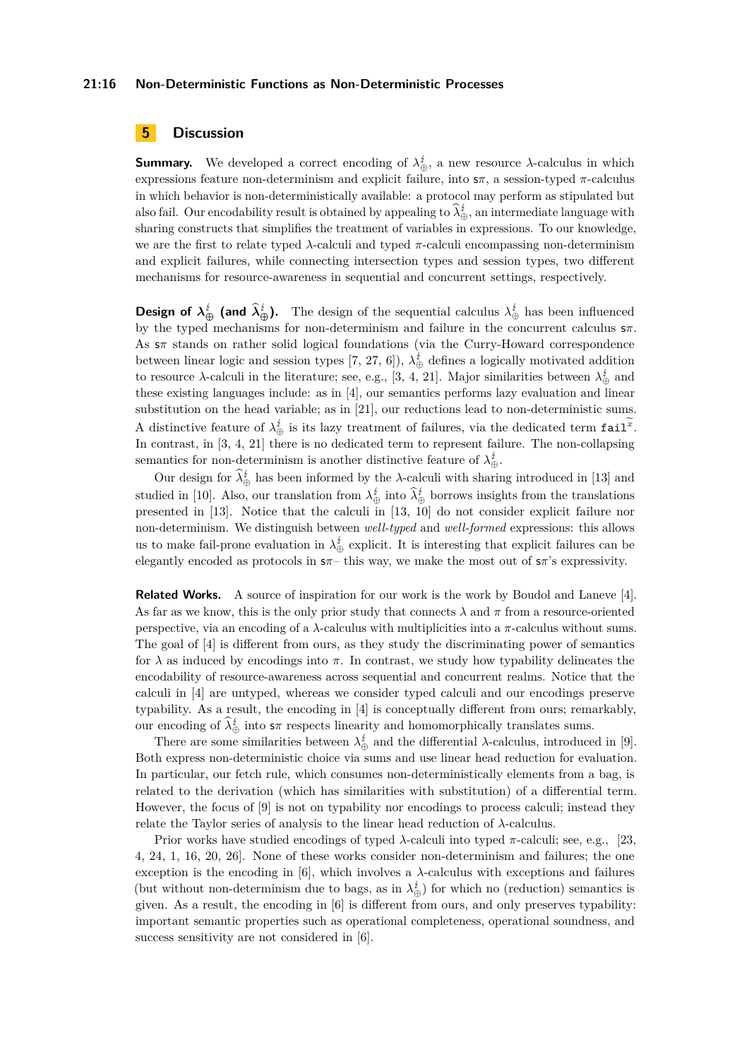## 5 Discussion

**Summary.** We developed a correct encoding of $\lambda^{\lightning}_{\oplus}$, a new resource $\lambda$-calculus in which expressions feature non-determinism and explicit failure, into $\mathsf{s}\pi$, a session-typed $\pi$-calculus in which behavior is non-deterministically available: a protocol may perform as stipulated but also fail. Our encodability result is obtained by appealing to $\widehat{\lambda}^{\lightning}_{\oplus}$, an intermediate language with sharing constructs that simplifies the treatment of variables in expressions. To our knowledge, we are the first to relate typed $\lambda$-calculi and typed $\pi$-calculi encompassing non-determinism and explicit failures, while connecting intersection types and session types, two different mechanisms for resource-awareness in sequential and concurrent settings, respectively.

**Design of $\lambda^{\lightning}_{\oplus}$ (and $\widehat{\lambda}^{\lightning}_{\oplus}$).** The design of the sequential calculus $\lambda^{\lightning}_{\oplus}$ has been influenced by the typed mechanisms for non-determinism and failure in the concurrent calculus $\mathsf{s}\pi$. As $\mathsf{s}\pi$ stands on rather solid logical foundations (via the Curry-Howard correspondence between linear logic and session types [7, 27, 6]), $\lambda^{\lightning}_{\oplus}$ defines a logically motivated addition to resource $\lambda$-calculi in the literature; see, e.g., [3, 4, 21]. Major similarities between $\lambda^{\lightning}_{\oplus}$ and these existing languages include: as in [4], our semantics performs lazy evaluation and linear substitution on the head variable; as in [21], our reductions lead to non-deterministic sums. A distinctive feature of $\lambda^{\lightning}_{\oplus}$ is its lazy treatment of failures, via the dedicated term $\mathtt{fail}^{\widetilde{x}}$. In contrast, in [3, 4, 21] there is no dedicated term to represent failure. The non-collapsing semantics for non-determinism is another distinctive feature of $\lambda^{\lightning}_{\oplus}$.

Our design for $\widehat{\lambda}^{\lightning}_{\oplus}$ has been informed by the $\lambda$-calculi with sharing introduced in [13] and studied in [10]. Also, our translation from $\lambda^{\lightning}_{\oplus}$ into $\widehat{\lambda}^{\lightning}_{\oplus}$ borrows insights from the translations presented in [13]. Notice that the calculi in [13, 10] do not consider explicit failure nor non-determinism. We distinguish between *well-typed* and *well-formed* expressions: this allows us to make fail-prone evaluation in $\lambda^{\lightning}_{\oplus}$ explicit. It is interesting that explicit failures can be elegantly encoded as protocols in $\mathsf{s}\pi$– this way, we make the most out of $\mathsf{s}\pi$'s expressivity.

**Related Works.** A source of inspiration for our work is the work by Boudol and Laneve [4]. As far as we know, this is the only prior study that connects $\lambda$ and $\pi$ from a resource-oriented perspective, via an encoding of a $\lambda$-calculus with multiplicities into a $\pi$-calculus without sums. The goal of [4] is different from ours, as they study the discriminating power of semantics for $\lambda$ as induced by encodings into $\pi$. In contrast, we study how typability delineates the encodability of resource-awareness across sequential and concurrent realms. Notice that the calculi in [4] are untyped, whereas we consider typed calculi and our encodings preserve typability. As a result, the encoding in [4] is conceptually different from ours; remarkably, our encoding of $\widehat{\lambda}^{\lightning}_{\oplus}$ into $\mathsf{s}\pi$ respects linearity and homomorphically translates sums.

There are some similarities between $\lambda^{\lightning}_{\oplus}$ and the differential $\lambda$-calculus, introduced in [9]. Both express non-deterministic choice via sums and use linear head reduction for evaluation. In particular, our fetch rule, which consumes non-deterministically elements from a bag, is related to the derivation (which has similarities with substitution) of a differential term. However, the focus of [9] is not on typability nor encodings to process calculi; instead they relate the Taylor series of analysis to the linear head reduction of $\lambda$-calculus.

Prior works have studied encodings of typed $\lambda$-calculi into typed $\pi$-calculi; see, e.g., [23, 4, 24, 1, 16, 20, 26]. None of these works consider non-determinism and failures; the one exception is the encoding in [6], which involves a $\lambda$-calculus with exceptions and failures (but without non-determinism due to bags, as in $\lambda^{\lightning}_{\oplus}$) for which no (reduction) semantics is given. As a result, the encoding in [6] is different from ours, and only preserves typability: important semantic properties such as operational completeness, operational soundness, and success sensitivity are not considered in [6].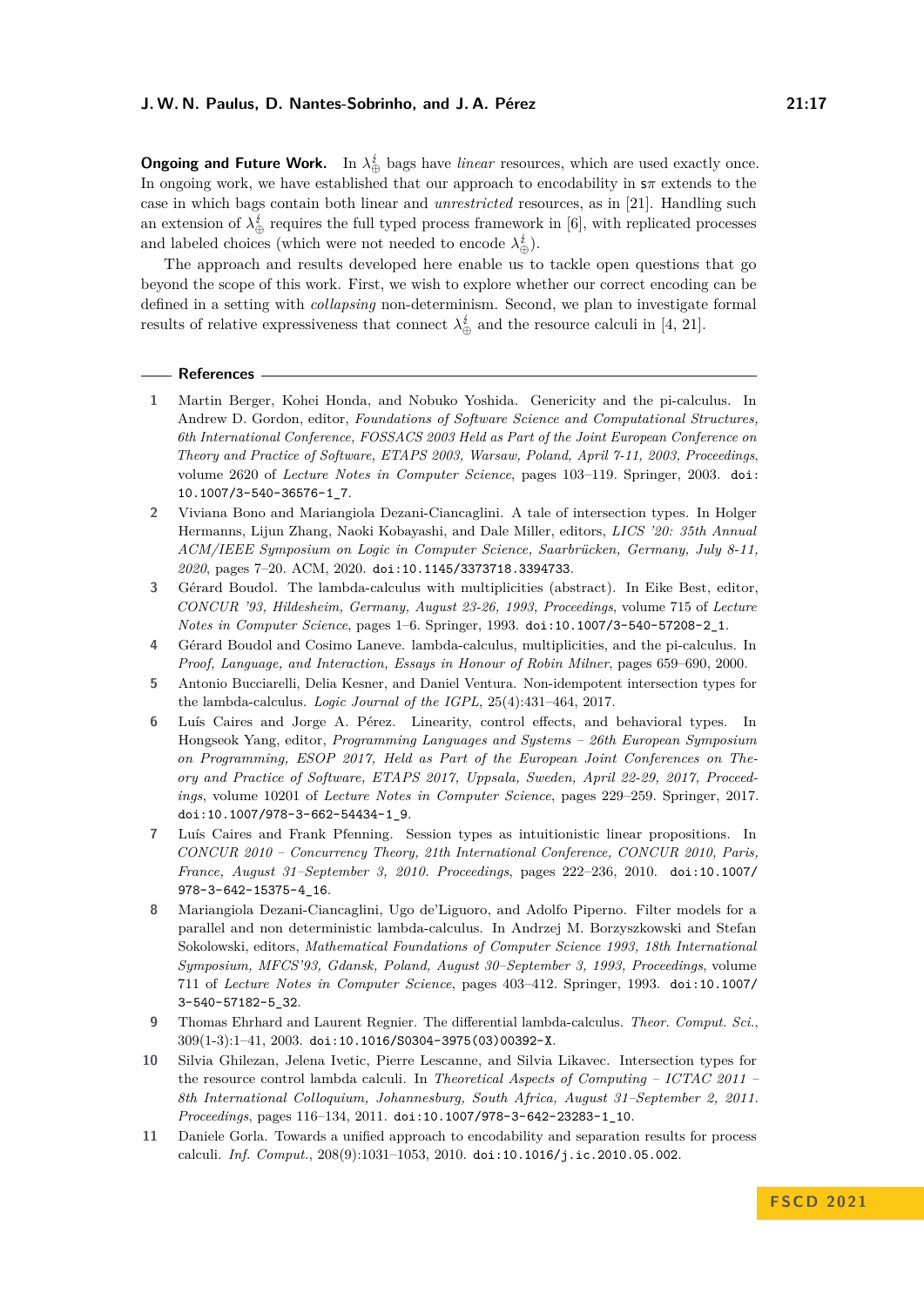**Ongoing and Future Work.** In $\lambda^{\frac{\prime}{\oplus}}$ bags have *linear* resources, which are used exactly once. In ongoing work, we have established that our approach to encodability in $\mathsf{s}\pi$ extends to the case in which bags contain both linear and *unrestricted* resources, as in [21]. Handling such an extension of $\lambda^{\frac{\prime}{\oplus}}$ requires the full typed process framework in [6], with replicated processes and labeled choices (which were not needed to encode $\lambda^{\frac{\prime}{\oplus}}$).

The approach and results developed here enable us to tackle open questions that go beyond the scope of this work. First, we wish to explore whether our correct encoding can be defined in a setting with *collapsing* non-determinism. Second, we plan to investigate formal results of relative expressiveness that connect $\lambda^{\frac{\prime}{\oplus}}$ and the resource calculi in [4, 21].

## References

1. Martin Berger, Kohei Honda, and Nobuko Yoshida. Genericity and the pi-calculus. In Andrew D. Gordon, editor, *Foundations of Software Science and Computational Structures, 6th International Conference, FOSSACS 2003 Held as Part of the Joint European Conference on Theory and Practice of Software, ETAPS 2003, Warsaw, Poland, April 7-11, 2003, Proceedings*, volume 2620 of *Lecture Notes in Computer Science*, pages 103–119. Springer, 2003. doi:10.1007/3-540-36576-1_7.
2. Viviana Bono and Mariangiola Dezani-Ciancaglini. A tale of intersection types. In Holger Hermanns, Lijun Zhang, Naoki Kobayashi, and Dale Miller, editors, *LICS '20: 35th Annual ACM/IEEE Symposium on Logic in Computer Science, Saarbrücken, Germany, July 8-11, 2020*, pages 7–20. ACM, 2020. doi:10.1145/3373718.3394733.
3. Gérard Boudol. The lambda-calculus with multiplicities (abstract). In Eike Best, editor, *CONCUR '93, Hildesheim, Germany, August 23-26, 1993, Proceedings*, volume 715 of *Lecture Notes in Computer Science*, pages 1–6. Springer, 1993. doi:10.1007/3-540-57208-2_1.
4. Gérard Boudol and Cosimo Laneve. lambda-calculus, multiplicities, and the pi-calculus. In *Proof, Language, and Interaction, Essays in Honour of Robin Milner*, pages 659–690, 2000.
5. Antonio Bucciarelli, Delia Kesner, and Daniel Ventura. Non-idempotent intersection types for the lambda-calculus. *Logic Journal of the IGPL*, 25(4):431–464, 2017.
6. Luís Caires and Jorge A. Pérez. Linearity, control effects, and behavioral types. In Hongseok Yang, editor, *Programming Languages and Systems – 26th European Symposium on Programming, ESOP 2017, Held as Part of the European Joint Conferences on Theory and Practice of Software, ETAPS 2017, Uppsala, Sweden, April 22-29, 2017, Proceedings*, volume 10201 of *Lecture Notes in Computer Science*, pages 229–259. Springer, 2017. doi:10.1007/978-3-662-54434-1_9.
7. Luís Caires and Frank Pfenning. Session types as intuitionistic linear propositions. In *CONCUR 2010 – Concurrency Theory, 21th International Conference, CONCUR 2010, Paris, France, August 31–September 3, 2010. Proceedings*, pages 222–236, 2010. doi:10.1007/978-3-642-15375-4_16.
8. Mariangiola Dezani-Ciancaglini, Ugo de'Liguoro, and Adolfo Piperno. Filter models for a parallel and non deterministic lambda-calculus. In Andrzej M. Borzyszkowski and Stefan Sokolowski, editors, *Mathematical Foundations of Computer Science 1993, 18th International Symposium, MFCS'93, Gdansk, Poland, August 30–September 3, 1993, Proceedings*, volume 711 of *Lecture Notes in Computer Science*, pages 403–412. Springer, 1993. doi:10.1007/3-540-57182-5_32.
9. Thomas Ehrhard and Laurent Regnier. The differential lambda-calculus. *Theor. Comput. Sci.*, 309(1-3):1–41, 2003. doi:10.1016/S0304-3975(03)00392-X.
10. Silvia Ghilezan, Jelena Ivetic, Pierre Lescanne, and Silvia Likavec. Intersection types for the resource control lambda calculi. In *Theoretical Aspects of Computing – ICTAC 2011 – 8th International Colloquium, Johannesburg, South Africa, August 31–September 2, 2011. Proceedings*, pages 116–134, 2011. doi:10.1007/978-3-642-23283-1_10.
11. Daniele Gorla. Towards a unified approach to encodability and separation results for process calculi. *Inf. Comput.*, 208(9):1031–1053, 2010. doi:10.1016/j.ic.2010.05.002.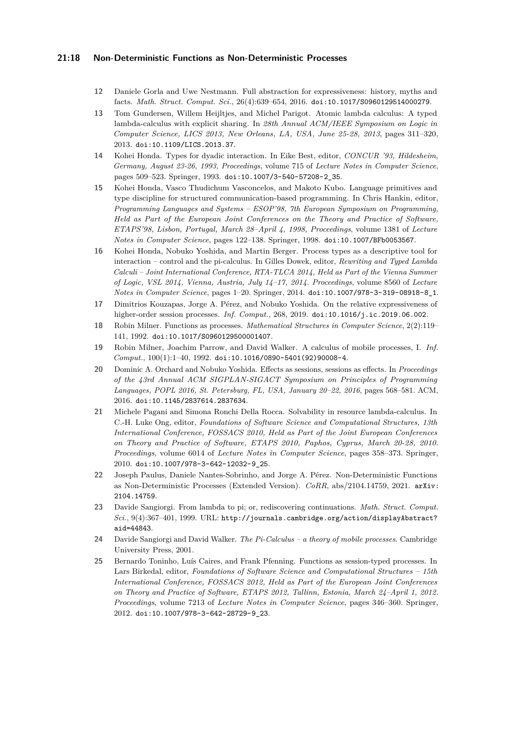12 Daniele Gorla and Uwe Nestmann. Full abstraction for expressiveness: history, myths and facts. *Math. Struct. Comput. Sci.*, 26(4):639–654, 2016. doi:10.1017/S0960129514000279.

13 Tom Gundersen, Willem Heijltjes, and Michel Parigot. Atomic lambda calculus: A typed lambda-calculus with explicit sharing. In *28th Annual ACM/IEEE Symposium on Logic in Computer Science, LICS 2013, New Orleans, LA, USA, June 25-28, 2013*, pages 311–320, 2013. doi:10.1109/LICS.2013.37.

14 Kohei Honda. Types for dyadic interaction. In Eike Best, editor, *CONCUR '93, Hildesheim, Germany, August 23-26, 1993, Proceedings*, volume 715 of *Lecture Notes in Computer Science*, pages 509–523. Springer, 1993. doi:10.1007/3-540-57208-2_35.

15 Kohei Honda, Vasco Thudichum Vasconcelos, and Makoto Kubo. Language primitives and type discipline for structured communication-based programming. In Chris Hankin, editor, *Programming Languages and Systems – ESOP'98, 7th European Symposium on Programming, Held as Part of the European Joint Conferences on the Theory and Practice of Software, ETAPS'98, Lisbon, Portugal, March 28–April 4, 1998, Proceedings*, volume 1381 of *Lecture Notes in Computer Science*, pages 122–138. Springer, 1998. doi:10.1007/BFb0053567.

16 Kohei Honda, Nobuko Yoshida, and Martin Berger. Process types as a descriptive tool for interaction – control and the pi-calculus. In Gilles Dowek, editor, *Rewriting and Typed Lambda Calculi – Joint International Conference, RTA-TLCA 2014, Held as Part of the Vienna Summer of Logic, VSL 2014, Vienna, Austria, July 14–17, 2014. Proceedings*, volume 8560 of *Lecture Notes in Computer Science*, pages 1–20. Springer, 2014. doi:10.1007/978-3-319-08918-8_1.

17 Dimitrios Kouzapas, Jorge A. Pérez, and Nobuko Yoshida. On the relative expressiveness of higher-order session processes. *Inf. Comput.*, 268, 2019. doi:10.1016/j.ic.2019.06.002.

18 Robin Milner. Functions as processes. *Mathematical Structures in Computer Science*, 2(2):119–141, 1992. doi:10.1017/S0960129500001407.

19 Robin Milner, Joachim Parrow, and David Walker. A calculus of mobile processes, I. *Inf. Comput.*, 100(1):1–40, 1992. doi:10.1016/0890-5401(92)90008-4.

20 Dominic A. Orchard and Nobuko Yoshida. Effects as sessions, sessions as effects. In *Proceedings of the 43rd Annual ACM SIGPLAN-SIGACT Symposium on Principles of Programming Languages, POPL 2016, St. Petersburg, FL, USA, January 20–22, 2016*, pages 568–581. ACM, 2016. doi:10.1145/2837614.2837634.

21 Michele Pagani and Simona Ronchi Della Rocca. Solvability in resource lambda-calculus. In C.-H. Luke Ong, editor, *Foundations of Software Science and Computational Structures, 13th International Conference, FOSSACS 2010, Held as Part of the Joint European Conferences on Theory and Practice of Software, ETAPS 2010, Paphos, Cyprus, March 20-28, 2010. Proceedings*, volume 6014 of *Lecture Notes in Computer Science*, pages 358–373. Springer, 2010. doi:10.1007/978-3-642-12032-9_25.

22 Joseph Paulus, Daniele Nantes-Sobrinho, and Jorge A. Pérez. Non-Deterministic Functions as Non-Deterministic Processes (Extended Version). *CoRR*, abs/2104.14759, 2021. arXiv:2104.14759.

23 Davide Sangiorgi. From lambda to pi; or, rediscovering continuations. *Math. Struct. Comput. Sci.*, 9(4):367–401, 1999. URL: http://journals.cambridge.org/action/displayAbstract?aid=44843.

24 Davide Sangiorgi and David Walker. *The Pi-Calculus – a theory of mobile processes*. Cambridge University Press, 2001.

25 Bernardo Toninho, Luís Caires, and Frank Pfenning. Functions as session-typed processes. In Lars Birkedal, editor, *Foundations of Software Science and Computational Structures – 15th International Conference, FOSSACS 2012, Held as Part of the European Joint Conferences on Theory and Practice of Software, ETAPS 2012, Tallinn, Estonia, March 24–April 1, 2012. Proceedings*, volume 7213 of *Lecture Notes in Computer Science*, pages 346–360. Springer, 2012. doi:10.1007/978-3-642-28729-9_23.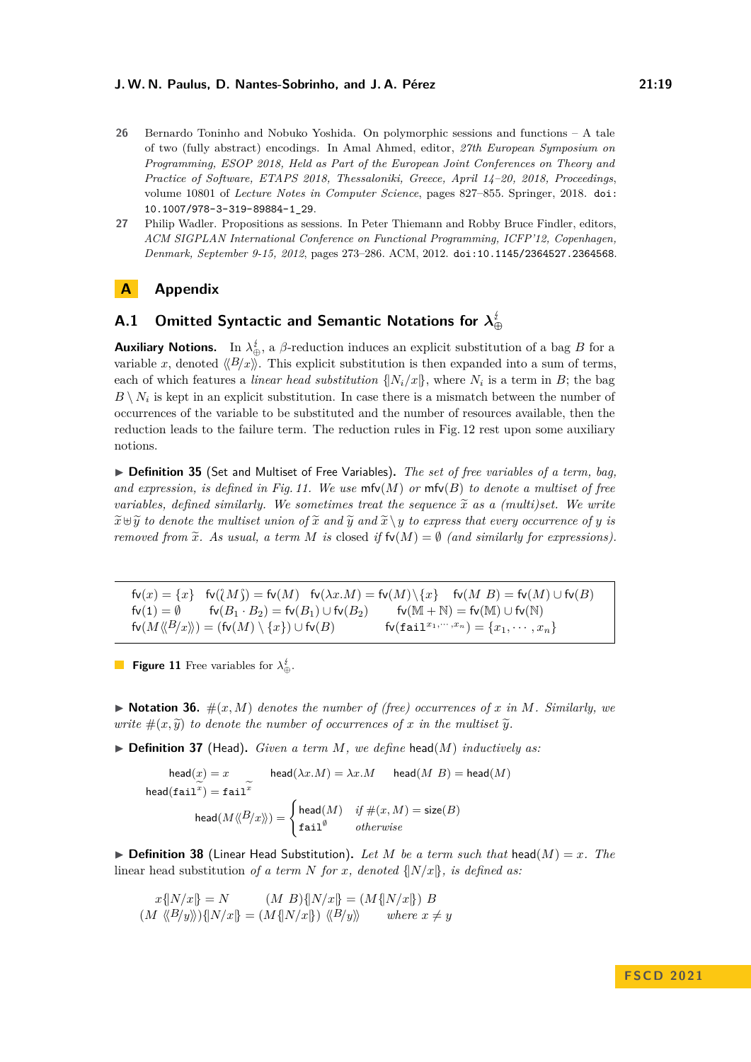26 Bernardo Toninho and Nobuko Yoshida. On polymorphic sessions and functions – A tale of two (fully abstract) encodings. In Amal Ahmed, editor, *27th European Symposium on Programming, ESOP 2018, Held as Part of the European Joint Conferences on Theory and Practice of Software, ETAPS 2018, Thessaloniki, Greece, April 14–20, 2018, Proceedings*, volume 10801 of *Lecture Notes in Computer Science*, pages 827–855. Springer, 2018. doi:10.1007/978-3-319-89884-1_29.

27 Philip Wadler. Propositions as sessions. In Peter Thiemann and Robby Bruce Findler, editors, *ACM SIGPLAN International Conference on Functional Programming, ICFP'12, Copenhagen, Denmark, September 9-15, 2012*, pages 273–286. ACM, 2012. doi:10.1145/2364527.2364568.

# A Appendix

## A.1 Omitted Syntactic and Semantic Notations for $\lambda^{\lightning}_{\oplus}$

**Auxiliary Notions.** In $\lambda^{\lightning}_{\oplus}$, a $\beta$-reduction induces an explicit substitution of a bag $B$ for a variable $x$, denoted $\langle\!\langle B/x \rangle\!\rangle$. This explicit substitution is then expanded into a sum of terms, each of which features a *linear head substitution* $\{\!|N_i/x|\!\}$, where $N_i$ is a term in $B$; the bag $B \setminus N_i$ is kept in an explicit substitution. In case there is a mismatch between the number of occurrences of the variable to be substituted and the number of resources available, then the reduction leads to the failure term. The reduction rules in Fig. 12 rest upon some auxiliary notions.

▶ **Definition 35** (Set and Multiset of Free Variables). *The set of free variables of a term, bag, and expression, is defined in Fig. 11. We use* $\mathsf{mfv}(M)$ *or* $\mathsf{mfv}(B)$ *to denote a multiset of free variables, defined similarly. We sometimes treat the sequence* $\widetilde{x}$ *as a (multi)set. We write* $\widetilde{x} \uplus \widetilde{y}$ *to denote the multiset union of* $\widetilde{x}$ *and* $\widetilde{y}$ *and* $\widetilde{x} \setminus y$ *to express that every occurrence of* $y$ *is removed from* $\widetilde{x}$*. As usual, a term* $M$ *is* closed *if* $\mathsf{fv}(M) = \emptyset$ *(and similarly for expressions).*

$$
\begin{array}{llll}
\mathsf{fv}(x) = \{x\} & \mathsf{fv}(\wr M \wr) = \mathsf{fv}(M) & \mathsf{fv}(\lambda x.M) = \mathsf{fv}(M) \setminus \{x\} & \mathsf{fv}(M\ B) = \mathsf{fv}(M) \cup \mathsf{fv}(B) \\
\mathsf{fv}(1) = \emptyset & \mathsf{fv}(B_1 \cdot B_2) = \mathsf{fv}(B_1) \cup \mathsf{fv}(B_2) & \mathsf{fv}(\mathbb{M} + \mathbb{N}) = \mathsf{fv}(\mathbb{M}) \cup \mathsf{fv}(\mathbb{N}) & \\
\mathsf{fv}(M\langle\!\langle B/x \rangle\!\rangle) = (\mathsf{fv}(M) \setminus \{x\}) \cup \mathsf{fv}(B) & & \mathsf{fv}(\mathtt{fail}^{x_1,\cdots,x_n}) = \{x_1, \cdots, x_n\} &
\end{array}
$$

**Figure 11** Free variables for $\lambda^{\lightning}_{\oplus}$.

▶ **Notation 36.** $\#(x, M)$ *denotes the number of (free) occurrences of* $x$ *in* $M$*. Similarly, we write* $\#(x, \widetilde{y})$ *to denote the number of occurrences of* $x$ *in the multiset* $\widetilde{y}$*.*

▶ **Definition 37** (Head). *Given a term* $M$*, we define* $\mathsf{head}(M)$ *inductively as:*

$$
\mathsf{head}(x) = x \qquad \mathsf{head}(\lambda x.M) = \lambda x.M \qquad \mathsf{head}(M\ B) = \mathsf{head}(M)
$$
$$
\mathsf{head}(\mathtt{fail}^{\widetilde{x}}) = \mathtt{fail}^{\widetilde{x}}
$$
$$
\mathsf{head}(M\langle\!\langle B/x \rangle\!\rangle) = \begin{cases} \mathsf{head}(M) & \text{if } \#(x, M) = \mathsf{size}(B) \\ \mathtt{fail}^{\emptyset} & \text{otherwise} \end{cases}
$$

▶ **Definition 38** (Linear Head Substitution). *Let* $M$ *be a term such that* $\mathsf{head}(M) = x$*. The* linear head substitution *of a term* $N$ *for* $x$*, denoted* $\{\!|N/x|\!\}$*, is defined as:*

$$
x\{\!|N/x|\!\} = N \qquad (M\ B)\{\!|N/x|\!\} = (M\{\!|N/x|\!\})\ B
$$
$$
(M\ \langle\!\langle B/y \rangle\!\rangle)\{\!|N/x|\!\} = (M\{\!|N/x|\!\})\ \langle\!\langle B/y \rangle\!\rangle \qquad \text{where } x \neq y
$$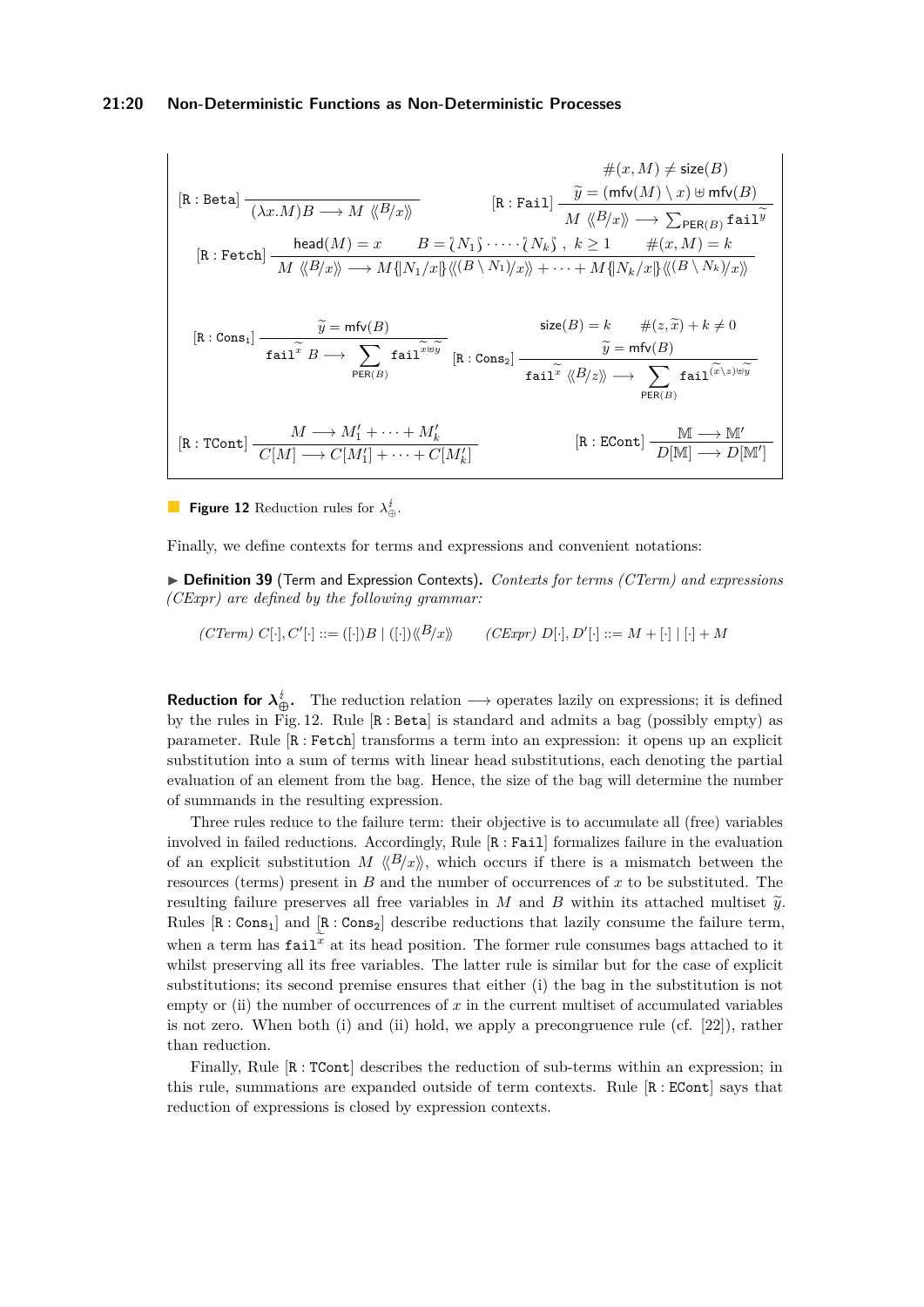$$\text{[R : Beta]}\ \frac{}{(\lambda x.M)B \longrightarrow M\ \langle\!\langle B/x \rangle\!\rangle} \qquad \text{[R : Fail]}\ \frac{\#(x,M) \neq \mathsf{size}(B) \qquad \widetilde{y} = (\mathsf{mfv}(M) \setminus x) \uplus \mathsf{mfv}(B)}{M\ \langle\!\langle B/x \rangle\!\rangle \longrightarrow \sum_{\mathsf{PER}(B)} \mathtt{fail}^{\widetilde{y}}}$$

$$\text{[R : Fetch]}\ \frac{\mathsf{head}(M) = x \qquad B = \wr N_1 \wr \cdot \cdots \cdot \wr N_k \wr\ ,\ k \geq 1 \qquad \#(x,M) = k}{M\ \langle\!\langle B/x \rangle\!\rangle \longrightarrow M\{\!| N_1/x |\!\}\langle\!\langle (B \setminus N_1)/x \rangle\!\rangle + \cdots + M\{\!| N_k/x |\!\}\langle\!\langle (B \setminus N_k)/x \rangle\!\rangle}$$

$$\text{[R : Cons}_1\text{]}\ \frac{\widetilde{y} = \mathsf{mfv}(B)}{\mathtt{fail}^{\widetilde{x}}\ B \longrightarrow \sum_{\mathsf{PER}(B)} \mathtt{fail}^{\widetilde{x} \uplus \widetilde{y}}} \qquad \text{[R : Cons}_2\text{]}\ \frac{\mathsf{size}(B) = k \qquad \#(z, \widetilde{x}) + k \neq 0 \qquad \widetilde{y} = \mathsf{mfv}(B)}{\mathtt{fail}^{\widetilde{x}}\ \langle\!\langle B/z \rangle\!\rangle \longrightarrow \sum_{\mathsf{PER}(B)} \mathtt{fail}^{(\widetilde{x} \setminus z) \uplus \widetilde{y}}}$$

$$\text{[R : TCont]}\ \frac{M \longrightarrow M_1' + \cdots + M_k'}{C[M] \longrightarrow C[M_1'] + \cdots + C[M_k']} \qquad \text{[R : ECont]}\ \frac{\mathbb{M} \longrightarrow \mathbb{M}'}{D[\mathbb{M}] \longrightarrow D[\mathbb{M}']}$$

**Figure 12** Reduction rules for $\lambda^{\lightning}_{\oplus}$.

Finally, we define contexts for terms and expressions and convenient notations:

▶ **Definition 39** (Term and Expression Contexts). *Contexts for terms (CTerm) and expressions (CExpr) are defined by the following grammar:*

$$(CTerm)\ C[\cdot], C'[\cdot] ::= ([\cdot])B \mid ([\cdot])\langle\!\langle B/x \rangle\!\rangle \qquad (CExpr)\ D[\cdot], D'[\cdot] ::= M + [\cdot] \mid [\cdot] + M$$

**Reduction for $\lambda^{\lightning}_{\oplus}$.** The reduction relation $\longrightarrow$ operates lazily on expressions; it is defined by the rules in Fig. 12. Rule [R : Beta] is standard and admits a bag (possibly empty) as parameter. Rule [R : Fetch] transforms a term into an expression: it opens up an explicit substitution into a sum of terms with linear head substitutions, each denoting the partial evaluation of an element from the bag. Hence, the size of the bag will determine the number of summands in the resulting expression.

Three rules reduce to the failure term: their objective is to accumulate all (free) variables involved in failed reductions. Accordingly, Rule [R : Fail] formalizes failure in the evaluation of an explicit substitution $M\ \langle\!\langle B/x \rangle\!\rangle$, which occurs if there is a mismatch between the resources (terms) present in $B$ and the number of occurrences of $x$ to be substituted. The resulting failure preserves all free variables in $M$ and $B$ within its attached multiset $\widetilde{y}$. Rules [R : Cons$_1$] and [R : Cons$_2$] describe reductions that lazily consume the failure term, when a term has $\mathtt{fail}^{\widetilde{x}}$ at its head position. The former rule consumes bags attached to it whilst preserving all its free variables. The latter rule is similar but for the case of explicit substitutions; its second premise ensures that either (i) the bag in the substitution is not empty or (ii) the number of occurrences of $x$ in the current multiset of accumulated variables is not zero. When both (i) and (ii) hold, we apply a precongruence rule (cf. [22]), rather than reduction.

Finally, Rule [R : TCont] describes the reduction of sub-terms within an expression; in this rule, summations are expanded outside of term contexts. Rule [R : ECont] says that reduction of expressions is closed by expression contexts.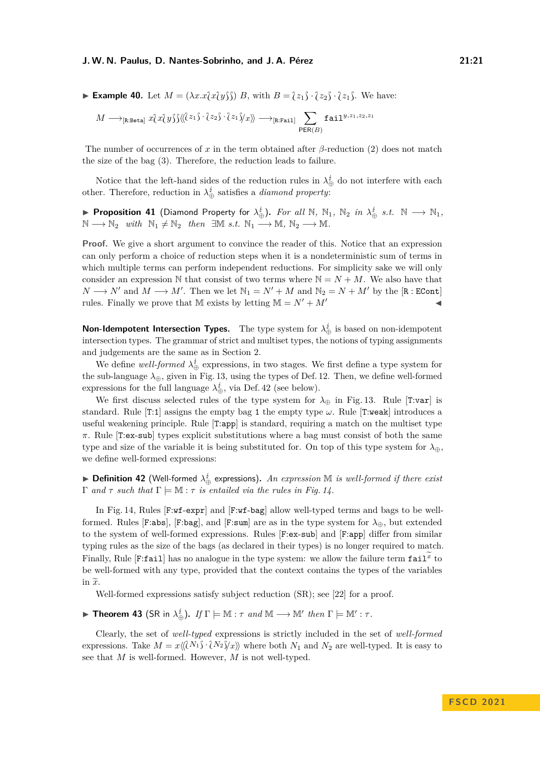▶ **Example 40.** Let $M = (\lambda x.x\wr x\wr y\wr\wr)\ B$, with $B = \wr z_1\wr \cdot \wr z_2\wr \cdot \wr z_1\wr$. We have:

$$M \longrightarrow_{[\mathtt{R:Beta}]} x\wr x\wr y\wr\wr\langle\langle \wr z_1\wr \cdot \wr z_2\wr \cdot \wr z_1\wr / x\rangle\rangle \longrightarrow_{[\mathtt{R:Fail}]} \sum_{\mathsf{PER}(B)} \mathtt{fail}^{y,z_1,z_2,z_1}$$

The number of occurrences of $x$ in the term obtained after $\beta$-reduction (2) does not match the size of the bag (3). Therefore, the reduction leads to failure.

Notice that the left-hand sides of the reduction rules in $\lambda^{\lightning}_{\oplus}$ do not interfere with each other. Therefore, reduction in $\lambda^{\lightning}_{\oplus}$ satisfies a *diamond property*:

▶ **Proposition 41** (Diamond Property for $\lambda^{\lightning}_{\oplus}$). *For all $\mathbb{N}$, $\mathbb{N}_1$, $\mathbb{N}_2$ in $\lambda^{\lightning}_{\oplus}$ s.t. $\mathbb{N} \longrightarrow \mathbb{N}_1$, $\mathbb{N} \longrightarrow \mathbb{N}_2$ with $\mathbb{N}_1 \neq \mathbb{N}_2$ then $\exists \mathbb{M}$ s.t. $\mathbb{N}_1 \longrightarrow \mathbb{M}$, $\mathbb{N}_2 \longrightarrow \mathbb{M}$.*

**Proof.** We give a short argument to convince the reader of this. Notice that an expression can only perform a choice of reduction steps when it is a nondeterministic sum of terms in which multiple terms can perform independent reductions. For simplicity sake we will only consider an expression $\mathbb{N}$ that consist of two terms where $\mathbb{N} = N + M$. We also have that $N \longrightarrow N'$ and $M \longrightarrow M'$. Then we let $\mathbb{N}_1 = N' + M$ and $\mathbb{N}_2 = N + M'$ by the [R : ECont] rules. Finally we prove that $\mathbb{M}$ exists by letting $\mathbb{M} = N' + M'$ ◀

**Non-Idempotent Intersection Types.** The type system for $\lambda^{\lightning}_{\oplus}$ is based on non-idempotent intersection types. The grammar of strict and multiset types, the notions of typing assignments and judgements are the same as in Section 2.

We define *well-formed* $\lambda^{\lightning}_{\oplus}$ expressions, in two stages. We first define a type system for the sub-language $\lambda_{\oplus}$, given in Fig. 13, using the types of Def. 12. Then, we define well-formed expressions for the full language $\lambda^{\lightning}_{\oplus}$, via Def. 42 (see below).

We first discuss selected rules of the type system for $\lambda_{\oplus}$ in Fig. 13. Rule [T:var] is standard. Rule [T:1] assigns the empty bag 1 the empty type $\omega$. Rule [T:weak] introduces a useful weakening principle. Rule [T:app] is standard, requiring a match on the multiset type $\pi$. Rule [T:ex-sub] types explicit substitutions where a bag must consist of both the same type and size of the variable it is being substituted for. On top of this type system for $\lambda_{\oplus}$, we define well-formed expressions:

▶ **Definition 42** (Well-formed $\lambda^{\lightning}_{\oplus}$ expressions). *An expression $\mathbb{M}$ is well-formed if there exist $\Gamma$ and $\tau$ such that $\Gamma \models \mathbb{M} : \tau$ is entailed via the rules in Fig. 14.*

In Fig. 14, Rules [F:wf-expr] and [F:wf-bag] allow well-typed terms and bags to be well-formed. Rules [F:abs], [F:bag], and [F:sum] are as in the type system for $\lambda_{\oplus}$, but extended to the system of well-formed expressions. Rules [F:ex-sub] and [F:app] differ from similar typing rules as the size of the bags (as declared in their types) is no longer required to match. Finally, Rule [F:fail] has no analogue in the type system: we allow the failure term $\mathtt{fail}^{\widetilde{x}}$ to be well-formed with any type, provided that the context contains the types of the variables in $\widetilde{x}$.

Well-formed expressions satisfy subject reduction (SR); see [22] for a proof.

▶ **Theorem 43** (SR in $\lambda^{\lightning}_{\oplus}$). *If $\Gamma \models \mathbb{M} : \tau$ and $\mathbb{M} \longrightarrow \mathbb{M}'$ then $\Gamma \models \mathbb{M}' : \tau$.*

Clearly, the set of *well-typed* expressions is strictly included in the set of *well-formed* expressions. Take $M = x\langle\langle \wr N_1\wr \cdot \wr N_2\wr / x\rangle\rangle$ where both $N_1$ and $N_2$ are well-typed. It is easy to see that $M$ is well-formed. However, $M$ is not well-typed.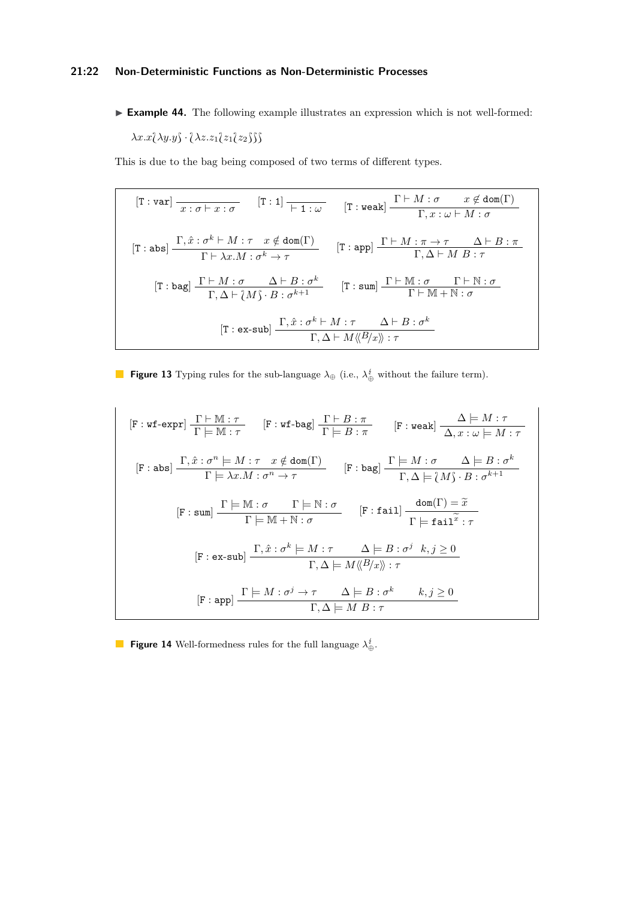▶ **Example 44.** The following example illustrates an expression which is not well-formed:

$$\lambda x.x \wr \lambda y.y \wr \cdot \wr \lambda z.z_1 \wr z_1 \wr z_2 \wr\wr \wr$$

This is due to the bag being composed of two terms of different types.

$$[\mathtt{T:var}]\ \frac{}{x:\sigma \vdash x:\sigma} \qquad [\mathtt{T:1}]\ \frac{}{\vdash \mathtt{1}:\omega} \qquad [\mathtt{T:weak}]\ \frac{\Gamma \vdash M:\sigma \qquad x \notin \mathtt{dom}(\Gamma)}{\Gamma, x:\omega \vdash M:\sigma}$$

$$[\mathtt{T:abs}]\ \frac{\Gamma, \hat{x}:\sigma^k \vdash M:\tau \quad x \notin \mathtt{dom}(\Gamma)}{\Gamma \vdash \lambda x.M : \sigma^k \to \tau} \qquad [\mathtt{T:app}]\ \frac{\Gamma \vdash M:\pi \to \tau \qquad \Delta \vdash B:\pi}{\Gamma, \Delta \vdash M\ B:\tau}$$

$$[\mathtt{T:bag}]\ \frac{\Gamma \vdash M:\sigma \qquad \Delta \vdash B:\sigma^k}{\Gamma, \Delta \vdash \wr M \wr \cdot B : \sigma^{k+1}} \qquad [\mathtt{T:sum}]\ \frac{\Gamma \vdash \mathbb{M}:\sigma \qquad \Gamma \vdash \mathbb{N}:\sigma}{\Gamma \vdash \mathbb{M}+\mathbb{N}:\sigma}$$

$$[\mathtt{T:ex\text{-}sub}]\ \frac{\Gamma, \hat{x}:\sigma^k \vdash M:\tau \qquad \Delta \vdash B:\sigma^k}{\Gamma, \Delta \vdash M\langle\!\langle B/x \rangle\!\rangle : \tau}$$

**Figure 13** Typing rules for the sub-language $\lambda_{\oplus}$ (i.e., $\lambda_{\oplus}^{\lightning}$ without the failure term).

$$[\mathtt{F:wf\text{-}expr}]\ \frac{\Gamma \vdash \mathbb{M}:\tau}{\Gamma \models \mathbb{M}:\tau} \qquad [\mathtt{F:wf\text{-}bag}]\ \frac{\Gamma \vdash B:\pi}{\Gamma \models B:\pi} \qquad [\mathtt{F:weak}]\ \frac{\Delta \models M:\tau}{\Delta, x:\omega \models M:\tau}$$

$$[\mathtt{F:abs}]\ \frac{\Gamma, \hat{x}:\sigma^n \models M:\tau \quad x \notin \mathtt{dom}(\Gamma)}{\Gamma \models \lambda x.M : \sigma^n \to \tau} \qquad [\mathtt{F:bag}]\ \frac{\Gamma \models M:\sigma \qquad \Delta \models B:\sigma^k}{\Gamma, \Delta \models \wr M \wr \cdot B : \sigma^{k+1}}$$

$$[\mathtt{F:sum}]\ \frac{\Gamma \models \mathbb{M}:\sigma \qquad \Gamma \models \mathbb{N}:\sigma}{\Gamma \models \mathbb{M}+\mathbb{N}:\sigma} \qquad [\mathtt{F:fail}]\ \frac{\mathtt{dom}(\Gamma) = \widetilde{x}}{\Gamma \models \mathtt{fail}^{\widetilde{x}}:\tau}$$

$$[\mathtt{F:ex\text{-}sub}]\ \frac{\Gamma, \hat{x}:\sigma^k \models M:\tau \qquad \Delta \models B:\sigma^j \quad k,j \geq 0}{\Gamma, \Delta \models M\langle\!\langle B/x \rangle\!\rangle : \tau}$$

$$[\mathtt{F:app}]\ \frac{\Gamma \models M:\sigma^j \to \tau \qquad \Delta \models B:\sigma^k \qquad k,j \geq 0}{\Gamma, \Delta \models M\ B:\tau}$$

**Figure 14** Well-formedness rules for the full language $\lambda_{\oplus}^{\lightning}$.